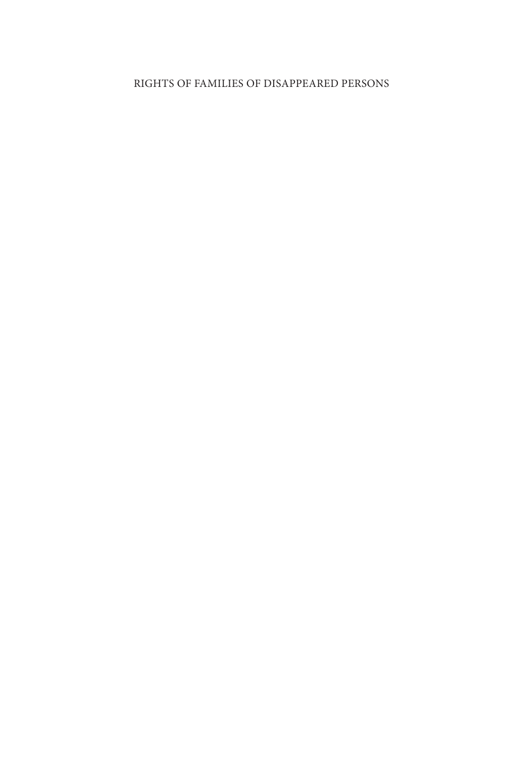# RIGHTS OF FAMILIES OF DISAPPEARED PERSONS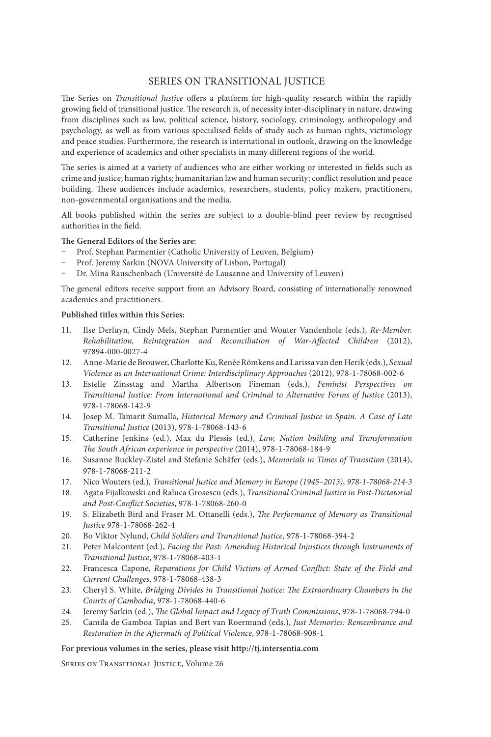## SERIES ON TRANSITIONAL JUSTICE

The Series on *Transitional Justice* offers a platform for high-quality research within the rapidly growing field of transitional justice. The research is, of necessity inter-disciplinary in nature, drawing from disciplines such as law, political science, history, sociology, criminology, anthropology and psychology, as well as from various specialised fields of study such as human rights, victimology and peace studies. Furthermore, the research is international in outlook, drawing on the knowledge and experience of academics and other specialists in many different regions of the world.

The series is aimed at a variety of audiences who are either working or interested in fields such as crime and justice; human rights; humanitarian law and human security; conflict resolution and peace building. These audiences include academics, researchers, students, policy makers, practitioners, non-governmental organisations and the media.

All books published within the series are subject to a double-blind peer review by recognised authorities in the field.

**The General Editors of the Series are:**

- Prof. Stephan Parmentier (Catholic University of Leuven, Belgium)
- Prof. Jeremy Sarkin (NOVA University of Lisbon, Portugal)
- Dr. Mina Rauschenbach (Université de Lausanne and University of Leuven)

The general editors receive support from an Advisory Board, consisting of internationally renowned academics and practitioners.

**Published titles within this Series:**

11. Ilse Derluyn, Cindy Mels, Stephan Parmentier and Wouter Vandenhole (eds.), *Re-Member. Rehabilitation, Reintegration and Reconciliation of War-Affected Children* (2012), 97894-000-0027-4
12. Anne-Marie de Brouwer, Charlotte Ku, Renée Römkens and Larissa van den Herik (eds.), *Sexual Violence as an International Crime: Interdisciplinary Approaches* (2012), 978-1-78068-002-6
13. Estelle Zinsstag and Martha Albertson Fineman (eds.), *Feminist Perspectives on Transitional Justice: From International and Criminal to Alternative Forms of Justice* (2013), 978-1-78068-142-9
14. Josep M. Tamarit Sumalla, *Historical Memory and Criminal Justice in Spain. A Case of Late Transitional Justice* (2013), 978-1-78068-143-6
15. Catherine Jenkins (ed.), Max du Plessis (ed.), *Law, Nation building and Transformation The South African experience in perspective* (2014), 978-1-78068-184-9
16. Susanne Buckley-Zistel and Stefanie Schäfer (eds.), *Memorials in Times of Transition* (2014), 978-1-78068-211-2
17. Nico Wouters (ed.), *Transitional Justice and Memory in Europe (1945–2013)*, *978-1-78068-214-3*
18. Agata Fijalkowski and Raluca Grosescu (eds.), *Transitional Criminal Justice in Post-Dictatorial and Post-Conflict Societies*, 978-1-78068-260-0
19. S. Elizabeth Bird and Fraser M. Ottanelli (eds.), *The Performance of Memory as Transitional Justice* 978-1-78068-262-4
20. Bo Viktor Nylund, *Child Soldiers and Transitional Justice*, 978-1-78068-394-2
21. Peter Malcontent (ed.), *Facing the Past: Amending Historical Injustices through Instruments of Transitional Justice*, 978-1-78068-403-1
22. Francesca Capone, *Reparations for Child Victims of Armed Conflict: State of the Field and Current Challenges*, 978-1-78068-438-3
23. Cheryl S. White, *Bridging Divides in Transitional Justice: The Extraordinary Chambers in the Courts of Cambodia*, 978-1-78068-440-6
24. Jeremy Sarkin (ed.), *The Global Impact and Legacy of Truth Commissions*, 978-1-78068-794-0
25. Camila de Gamboa Tapias and Bert van Roermund (eds.), *Just Memories: Remembrance and Restoration in the Aftermath of Political Violence*, 978-1-78068-908-1

**For previous volumes in the series, please visit http://tj.intersentia.com**

Series on Transitional Justice, Volume 26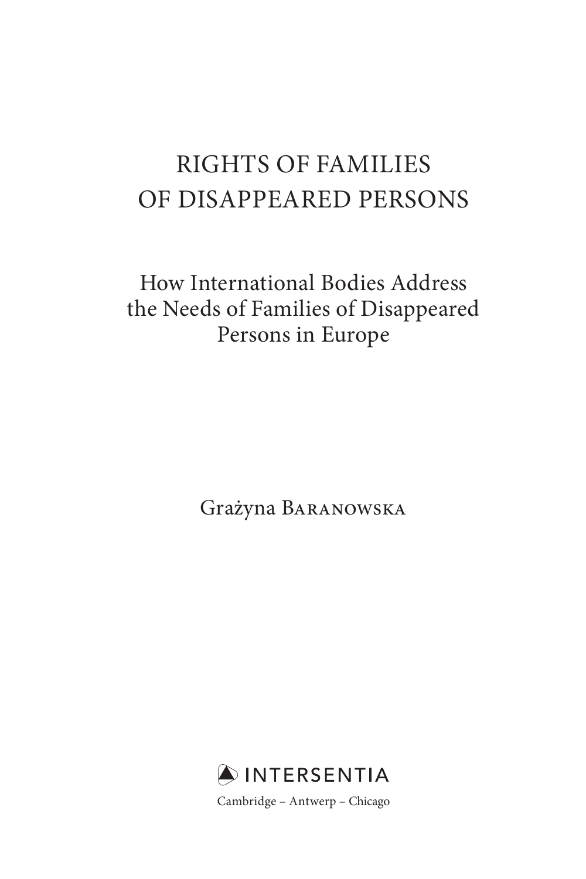# RIGHTS OF FAMILIES OF DISAPPEARED PERSONS

## How International Bodies Address the Needs of Families of Disappeared Persons in Europe

Grażyna Baranowska

INTERSENTIA

Cambridge – Antwerp – Chicago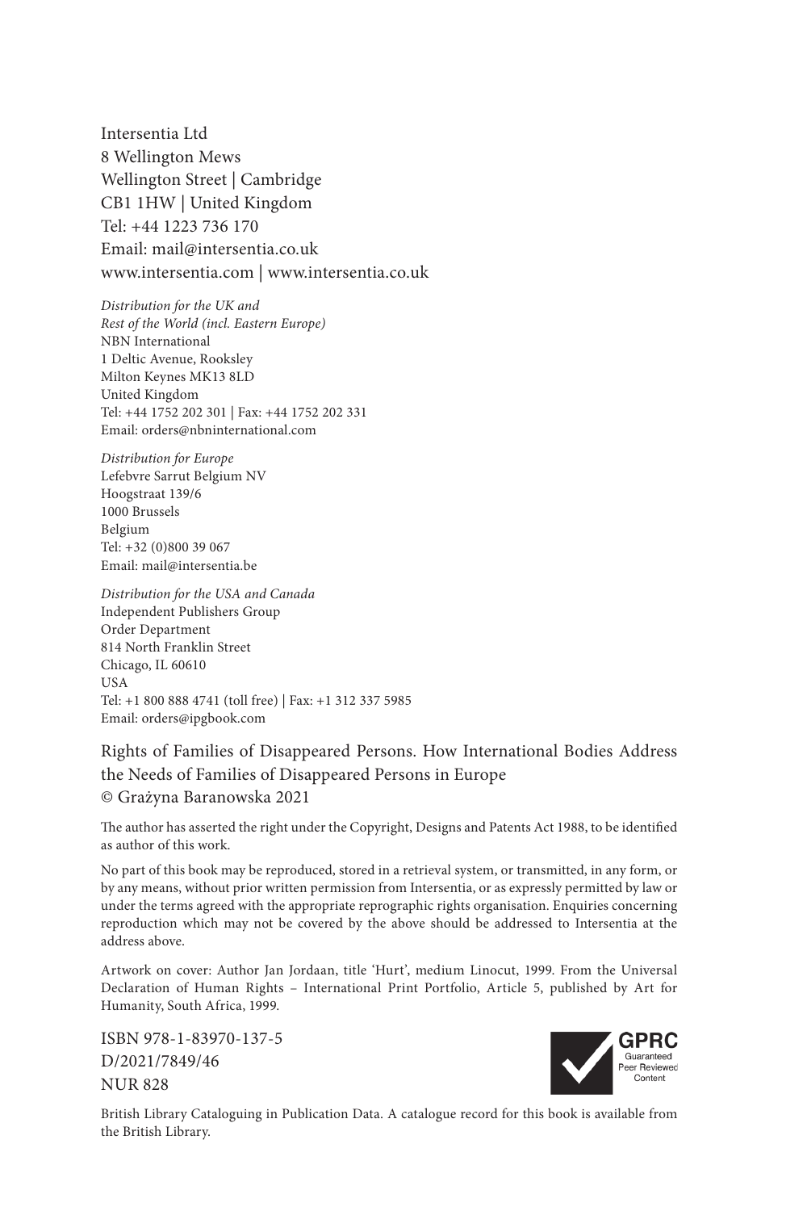Intersentia Ltd  
8 Wellington Mews  
Wellington Street | Cambridge  
CB1 1HW | United Kingdom  
Tel: +44 1223 736 170  
Email: mail@intersentia.co.uk  
www.intersentia.com | www.intersentia.co.uk

*Distribution for the UK and*  
*Rest of the World (incl. Eastern Europe)*  
NBN International  
1 Deltic Avenue, Rooksley  
Milton Keynes MK13 8LD  
United Kingdom  
Tel: +44 1752 202 301 | Fax: +44 1752 202 331  
Email: orders@nbninternational.com

*Distribution for Europe*  
Lefebvre Sarrut Belgium NV  
Hoogstraat 139/6  
1000 Brussels  
Belgium  
Tel: +32 (0)800 39 067  
Email: mail@intersentia.be

*Distribution for the USA and Canada*  
Independent Publishers Group  
Order Department  
814 North Franklin Street  
Chicago, IL 60610  
USA  
Tel: +1 800 888 4741 (toll free) | Fax: +1 312 337 5985  
Email: orders@ipgbook.com

Rights of Families of Disappeared Persons. How International Bodies Address the Needs of Families of Disappeared Persons in Europe  
© Grażyna Baranowska 2021

The author has asserted the right under the Copyright, Designs and Patents Act 1988, to be identified as author of this work.

No part of this book may be reproduced, stored in a retrieval system, or transmitted, in any form, or by any means, without prior written permission from Intersentia, or as expressly permitted by law or under the terms agreed with the appropriate reprographic rights organisation. Enquiries concerning reproduction which may not be covered by the above should be addressed to Intersentia at the address above.

Artwork on cover: Author Jan Jordaan, title 'Hurt', medium Linocut, 1999. From the Universal Declaration of Human Rights – International Print Portfolio, Article 5, published by Art for Humanity, South Africa, 1999.

ISBN 978-1-83970-137-5  
D/2021/7849/46  
NUR 828

GPRC  
Guaranteed  
Peer Reviewed  
Content

British Library Cataloguing in Publication Data. A catalogue record for this book is available from the British Library.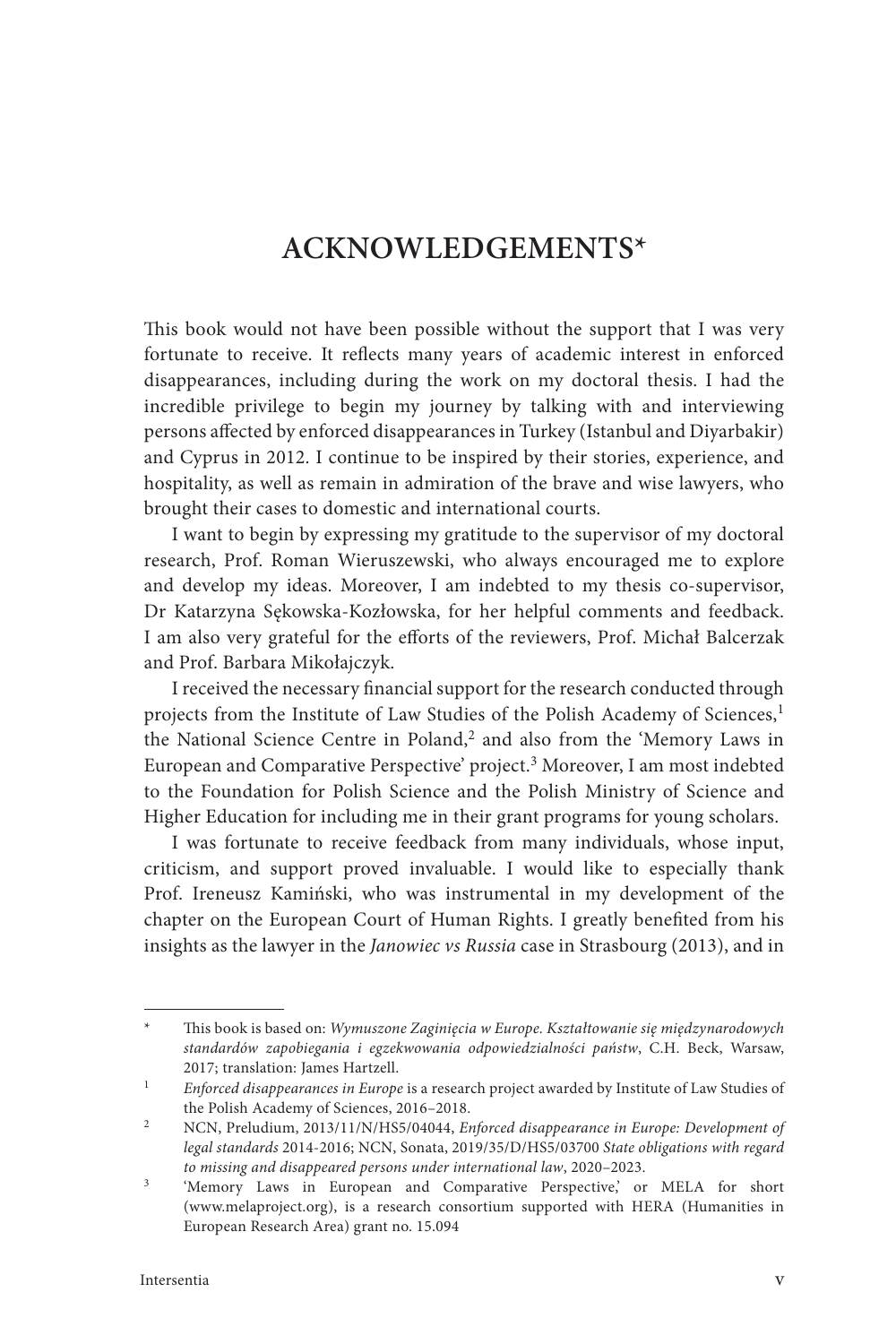# ACKNOWLEDGEMENTS*

This book would not have been possible without the support that I was very fortunate to receive. It reflects many years of academic interest in enforced disappearances, including during the work on my doctoral thesis. I had the incredible privilege to begin my journey by talking with and interviewing persons affected by enforced disappearances in Turkey (Istanbul and Diyarbakir) and Cyprus in 2012. I continue to be inspired by their stories, experience, and hospitality, as well as remain in admiration of the brave and wise lawyers, who brought their cases to domestic and international courts.

I want to begin by expressing my gratitude to the supervisor of my doctoral research, Prof. Roman Wieruszewski, who always encouraged me to explore and develop my ideas. Moreover, I am indebted to my thesis co-supervisor, Dr Katarzyna Sękowska-Kozłowska, for her helpful comments and feedback. I am also very grateful for the efforts of the reviewers, Prof. Michał Balcerzak and Prof. Barbara Mikołajczyk.

I received the necessary financial support for the research conducted through projects from the Institute of Law Studies of the Polish Academy of Sciences,[1] the National Science Centre in Poland,[2] and also from the 'Memory Laws in European and Comparative Perspective' project.[3] Moreover, I am most indebted to the Foundation for Polish Science and the Polish Ministry of Science and Higher Education for including me in their grant programs for young scholars.

I was fortunate to receive feedback from many individuals, whose input, criticism, and support proved invaluable. I would like to especially thank Prof. Ireneusz Kamiński, who was instrumental in my development of the chapter on the European Court of Human Rights. I greatly benefited from his insights as the lawyer in the *Janowiec vs Russia* case in Strasbourg (2013), and in

---

\* This book is based on: *Wymuszone Zaginięcia w Europe. Kształtowanie się międzynarodowych standardów zapobiegania i egzekwowania odpowiedzialności państw*, C.H. Beck, Warsaw, 2017; translation: James Hartzell.

[1] *Enforced disappearances in Europe* is a research project awarded by Institute of Law Studies of the Polish Academy of Sciences, 2016–2018.

[2] NCN, Preludium, 2013/11/N/HS5/04044, *Enforced disappearance in Europe: Development of legal standards* 2014-2016; NCN, Sonata, 2019/35/D/HS5/03700 *State obligations with regard to missing and disappeared persons under international law*, 2020–2023.

[3] 'Memory Laws in European and Comparative Perspective,' or MELA for short (www.melaproject.org), is a research consortium supported with HERA (Humanities in European Research Area) grant no. 15.094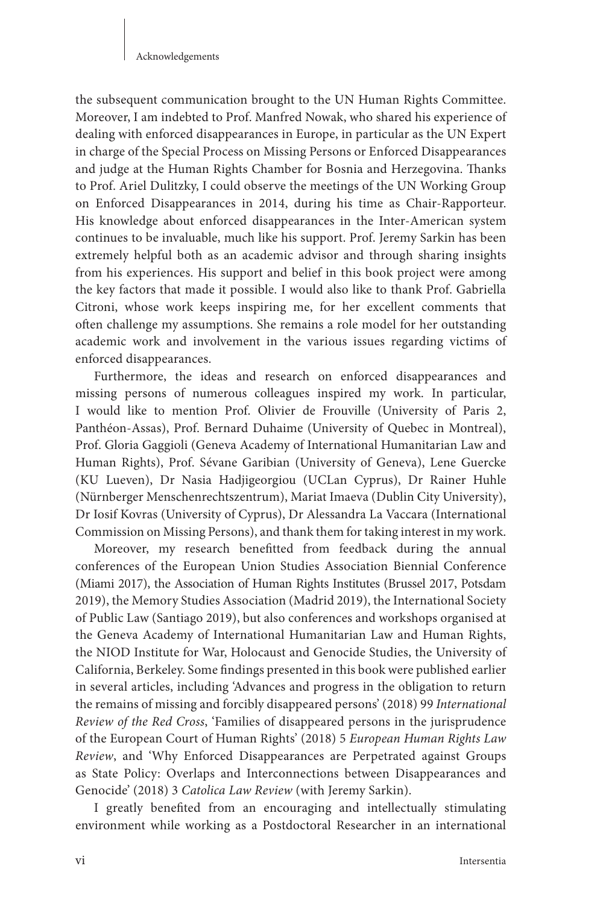the subsequent communication brought to the UN Human Rights Committee. Moreover, I am indebted to Prof. Manfred Nowak, who shared his experience of dealing with enforced disappearances in Europe, in particular as the UN Expert in charge of the Special Process on Missing Persons or Enforced Disappearances and judge at the Human Rights Chamber for Bosnia and Herzegovina. Thanks to Prof. Ariel Dulitzky, I could observe the meetings of the UN Working Group on Enforced Disappearances in 2014, during his time as Chair-Rapporteur. His knowledge about enforced disappearances in the Inter-American system continues to be invaluable, much like his support. Prof. Jeremy Sarkin has been extremely helpful both as an academic advisor and through sharing insights from his experiences. His support and belief in this book project were among the key factors that made it possible. I would also like to thank Prof. Gabriella Citroni, whose work keeps inspiring me, for her excellent comments that often challenge my assumptions. She remains a role model for her outstanding academic work and involvement in the various issues regarding victims of enforced disappearances.

Furthermore, the ideas and research on enforced disappearances and missing persons of numerous colleagues inspired my work. In particular, I would like to mention Prof. Olivier de Frouville (University of Paris 2, Panthéon-Assas), Prof. Bernard Duhaime (University of Quebec in Montreal), Prof. Gloria Gaggioli (Geneva Academy of International Humanitarian Law and Human Rights), Prof. Sévane Garibian (University of Geneva), Lene Guercke (KU Lueven), Dr Nasia Hadjigeorgiou (UCLan Cyprus), Dr Rainer Huhle (Nürnberger Menschenrechtszentrum), Mariat Imaeva (Dublin City University), Dr Iosif Kovras (University of Cyprus), Dr Alessandra La Vaccara (International Commission on Missing Persons), and thank them for taking interest in my work.

Moreover, my research benefitted from feedback during the annual conferences of the European Union Studies Association Biennial Conference (Miami 2017), the Association of Human Rights Institutes (Brussel 2017, Potsdam 2019), the Memory Studies Association (Madrid 2019), the International Society of Public Law (Santiago 2019), but also conferences and workshops organised at the Geneva Academy of International Humanitarian Law and Human Rights, the NIOD Institute for War, Holocaust and Genocide Studies, the University of California, Berkeley. Some findings presented in this book were published earlier in several articles, including 'Advances and progress in the obligation to return the remains of missing and forcibly disappeared persons' (2018) 99 *International Review of the Red Cross*, 'Families of disappeared persons in the jurisprudence of the European Court of Human Rights' (2018) 5 *European Human Rights Law Review*, and 'Why Enforced Disappearances are Perpetrated against Groups as State Policy: Overlaps and Interconnections between Disappearances and Genocide' (2018) 3 *Catolica Law Review* (with Jeremy Sarkin).

I greatly benefited from an encouraging and intellectually stimulating environment while working as a Postdoctoral Researcher in an international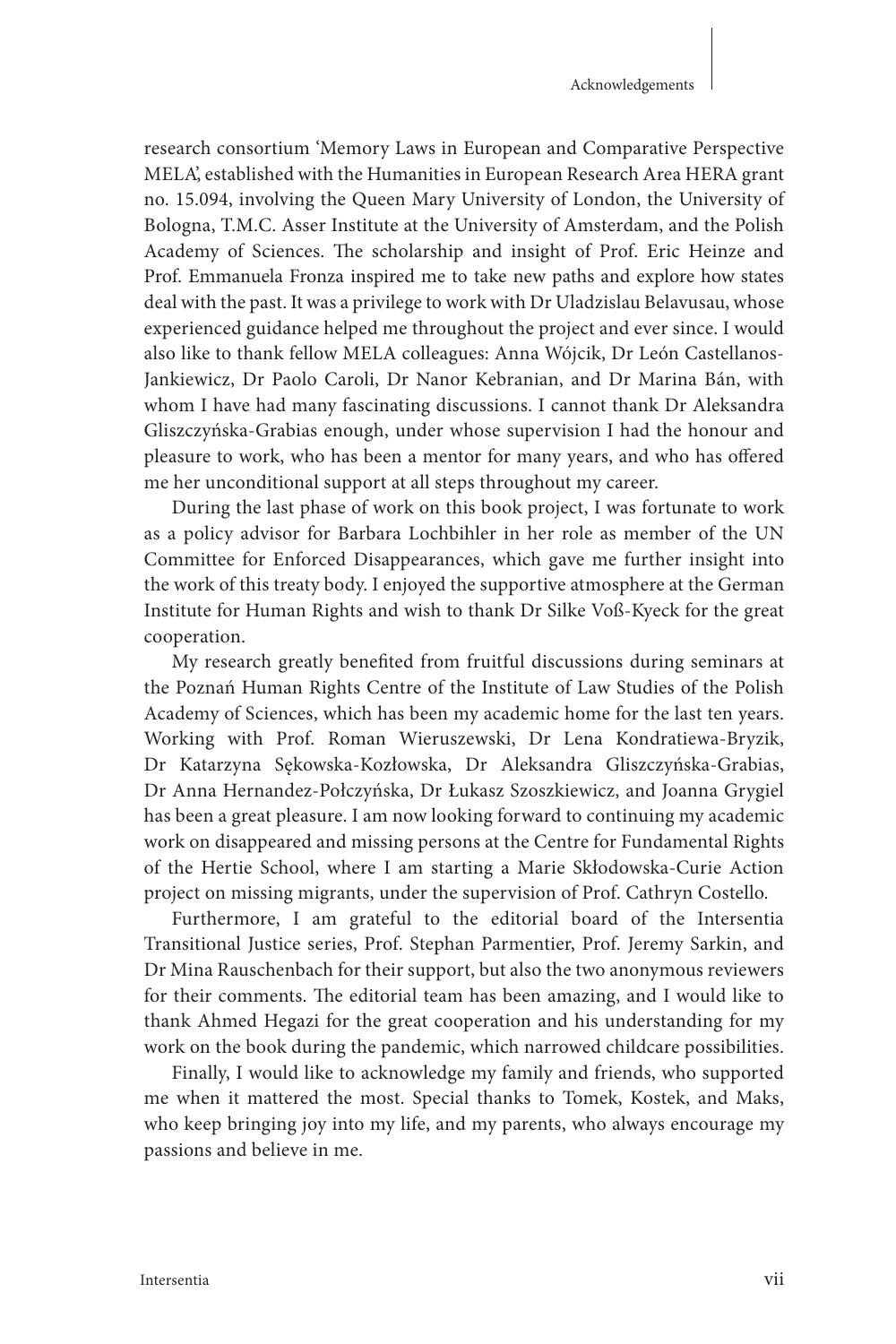research consortium 'Memory Laws in European and Comparative Perspective MELA', established with the Humanities in European Research Area HERA grant no. 15.094, involving the Queen Mary University of London, the University of Bologna, T.M.C. Asser Institute at the University of Amsterdam, and the Polish Academy of Sciences. The scholarship and insight of Prof. Eric Heinze and Prof. Emmanuela Fronza inspired me to take new paths and explore how states deal with the past. It was a privilege to work with Dr Uladzislau Belavusau, whose experienced guidance helped me throughout the project and ever since. I would also like to thank fellow MELA colleagues: Anna Wójcik, Dr León Castellanos-Jankiewicz, Dr Paolo Caroli, Dr Nanor Kebranian, and Dr Marina Bán, with whom I have had many fascinating discussions. I cannot thank Dr Aleksandra Gliszczyńska-Grabias enough, under whose supervision I had the honour and pleasure to work, who has been a mentor for many years, and who has offered me her unconditional support at all steps throughout my career.

During the last phase of work on this book project, I was fortunate to work as a policy advisor for Barbara Lochbihler in her role as member of the UN Committee for Enforced Disappearances, which gave me further insight into the work of this treaty body. I enjoyed the supportive atmosphere at the German Institute for Human Rights and wish to thank Dr Silke Voß-Kyeck for the great cooperation.

My research greatly benefited from fruitful discussions during seminars at the Poznań Human Rights Centre of the Institute of Law Studies of the Polish Academy of Sciences, which has been my academic home for the last ten years. Working with Prof. Roman Wieruszewski, Dr Lena Kondratiewa-Bryzik, Dr Katarzyna Sękowska-Kozłowska, Dr Aleksandra Gliszczyńska-Grabias, Dr Anna Hernandez-Połczyńska, Dr Łukasz Szoszkiewicz, and Joanna Grygiel has been a great pleasure. I am now looking forward to continuing my academic work on disappeared and missing persons at the Centre for Fundamental Rights of the Hertie School, where I am starting a Marie Skłodowska-Curie Action project on missing migrants, under the supervision of Prof. Cathryn Costello.

Furthermore, I am grateful to the editorial board of the Intersentia Transitional Justice series, Prof. Stephan Parmentier, Prof. Jeremy Sarkin, and Dr Mina Rauschenbach for their support, but also the two anonymous reviewers for their comments. The editorial team has been amazing, and I would like to thank Ahmed Hegazi for the great cooperation and his understanding for my work on the book during the pandemic, which narrowed childcare possibilities.

Finally, I would like to acknowledge my family and friends, who supported me when it mattered the most. Special thanks to Tomek, Kostek, and Maks, who keep bringing joy into my life, and my parents, who always encourage my passions and believe in me.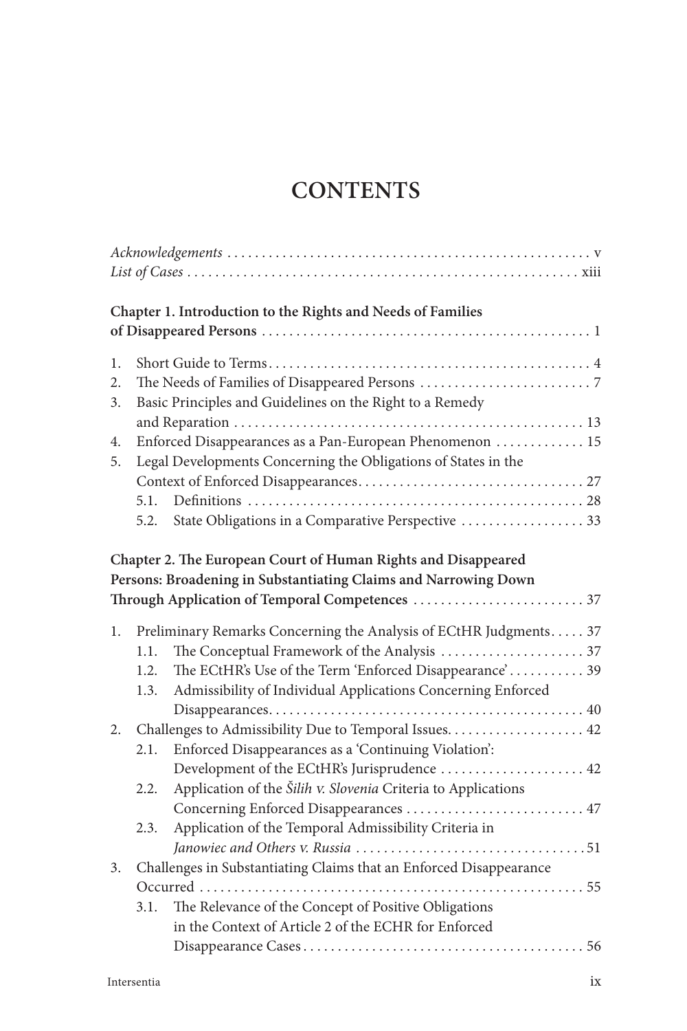# CONTENTS

*Acknowledgements* . . . . . . . . . . . . . . . . . . . . . . . . . . . . . . . . . . . . . . . . . . . . . . . . . . . . v
*List of Cases* . . . . . . . . . . . . . . . . . . . . . . . . . . . . . . . . . . . . . . . . . . . . . . . . . . . . . xiii

**Chapter 1. Introduction to the Rights and Needs of Families of Disappeared Persons** . . . . . . . . . . . . . . . . . . . . . . . . . . . . . . . . . . . . . . . . . . . . . . . 1

1. Short Guide to Terms . . . . . . . . . . . . . . . . . . . . . . . . . . . . . . . . . . . . . . . . . . . . . . 4
2. The Needs of Families of Disappeared Persons . . . . . . . . . . . . . . . . . . . . . . . . . 7
3. Basic Principles and Guidelines on the Right to a Remedy and Reparation . . . . . . . . . . . . . . . . . . . . . . . . . . . . . . . . . . . . . . . . . . . . . . . . . . 13
4. Enforced Disappearances as a Pan-European Phenomenon . . . . . . . . . . . . . 15
5. Legal Developments Concerning the Obligations of States in the Context of Enforced Disappearances . . . . . . . . . . . . . . . . . . . . . . . . . . . . . . . . 27
   - 5.1. Definitions . . . . . . . . . . . . . . . . . . . . . . . . . . . . . . . . . . . . . . . . . . . . . . . . 28
   - 5.2. State Obligations in a Comparative Perspective . . . . . . . . . . . . . . . . . . 33

**Chapter 2. The European Court of Human Rights and Disappeared Persons: Broadening in Substantiating Claims and Narrowing Down Through Application of Temporal Competences** . . . . . . . . . . . . . . . . . . . . . . . . . 37

1. Preliminary Remarks Concerning the Analysis of ECtHR Judgments . . . . . 37
   - 1.1. The Conceptual Framework of the Analysis . . . . . . . . . . . . . . . . . . . . . 37
   - 1.2. The ECtHR's Use of the Term 'Enforced Disappearance' . . . . . . . . . . . 39
   - 1.3. Admissibility of Individual Applications Concerning Enforced Disappearances . . . . . . . . . . . . . . . . . . . . . . . . . . . . . . . . . . . . . . . . . . . . . 40
2. Challenges to Admissibility Due to Temporal Issues . . . . . . . . . . . . . . . . . . . . 42
   - 2.1. Enforced Disappearances as a 'Continuing Violation': Development of the ECtHR's Jurisprudence . . . . . . . . . . . . . . . . . . . . . 42
   - 2.2. Application of the *Šilih v. Slovenia* Criteria to Applications Concerning Enforced Disappearances . . . . . . . . . . . . . . . . . . . . . . . . . . 47
   - 2.3. Application of the Temporal Admissibility Criteria in *Janowiec and Others v. Russia* . . . . . . . . . . . . . . . . . . . . . . . . . . . . . . . . . 51
3. Challenges in Substantiating Claims that an Enforced Disappearance Occurred . . . . . . . . . . . . . . . . . . . . . . . . . . . . . . . . . . . . . . . . . . . . . . . . . . . . . . . 55
   - 3.1. The Relevance of the Concept of Positive Obligations in the Context of Article 2 of the ECHR for Enforced Disappearance Cases . . . . . . . . . . . . . . . . . . . . . . . . . . . . . . . . . . . . . . . . . 56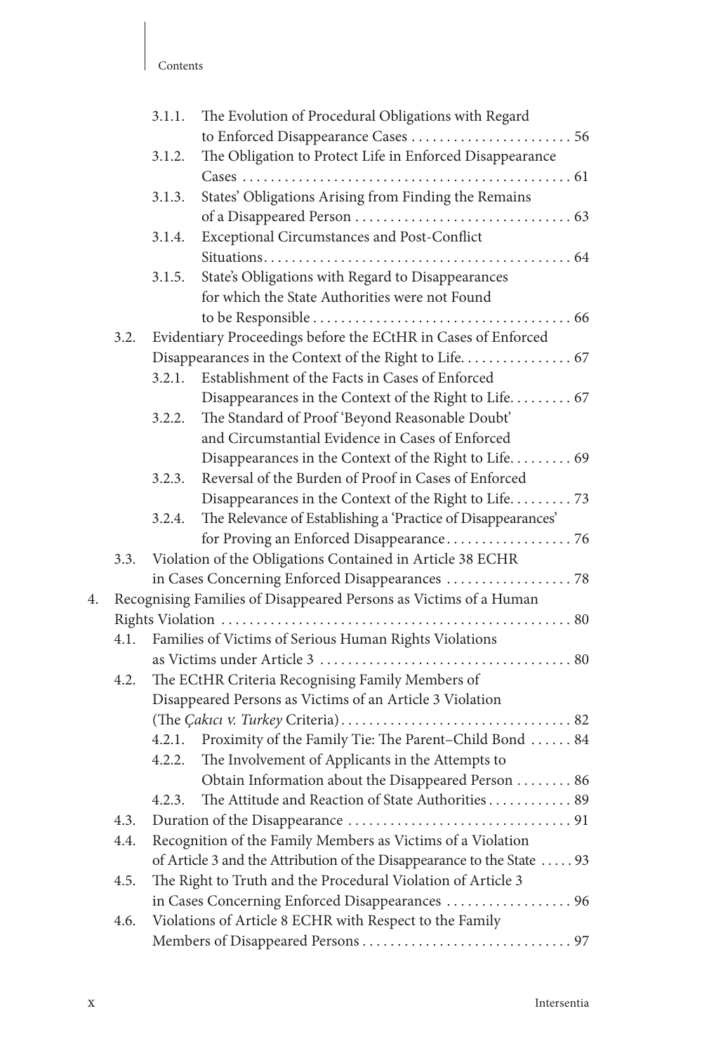3.1.1. The Evolution of Procedural Obligations with Regard to Enforced Disappearance Cases . . . . . . . . . . . . . . . . . . . . . . . 56
3.1.2. The Obligation to Protect Life in Enforced Disappearance Cases . . . . . . . . . . . . . . . . . . . . . . . . . . . . . . . . . . . . . . . . . . . . . . . . 61
3.1.3. States' Obligations Arising from Finding the Remains of a Disappeared Person . . . . . . . . . . . . . . . . . . . . . . . . . . . . . . . 63
3.1.4. Exceptional Circumstances and Post-Conflict Situations. . . . . . . . . . . . . . . . . . . . . . . . . . . . . . . . . . . . . . . . . . . . 64
3.1.5. State's Obligations with Regard to Disappearances for which the State Authorities were not Found to be Responsible . . . . . . . . . . . . . . . . . . . . . . . . . . . . . . . . . . . . . 66

3.2. Evidentiary Proceedings before the ECtHR in Cases of Enforced Disappearances in the Context of the Right to Life. . . . . . . . . . . . . . . . 67
3.2.1. Establishment of the Facts in Cases of Enforced Disappearances in the Context of the Right to Life. . . . . . . . . 67
3.2.2. The Standard of Proof 'Beyond Reasonable Doubt' and Circumstantial Evidence in Cases of Enforced Disappearances in the Context of the Right to Life. . . . . . . . . 69
3.2.3. Reversal of the Burden of Proof in Cases of Enforced Disappearances in the Context of the Right to Life. . . . . . . . . 73
3.2.4. The Relevance of Establishing a 'Practice of Disappearances' for Proving an Enforced Disappearance. . . . . . . . . . . . . . . . . . 76

3.3. Violation of the Obligations Contained in Article 38 ECHR in Cases Concerning Enforced Disappearances . . . . . . . . . . . . . . . . . . 78

4. Recognising Families of Disappeared Persons as Victims of a Human Rights Violation . . . . . . . . . . . . . . . . . . . . . . . . . . . . . . . . . . . . . . . . . . . . . . . . . 80

4.1. Families of Victims of Serious Human Rights Violations as Victims under Article 3 . . . . . . . . . . . . . . . . . . . . . . . . . . . . . . . . . . . . 80

4.2. The ECtHR Criteria Recognising Family Members of Disappeared Persons as Victims of an Article 3 Violation (The *Çakıcı v. Turkey* Criteria) . . . . . . . . . . . . . . . . . . . . . . . . . . . . . . . . 82
4.2.1. Proximity of the Family Tie: The Parent–Child Bond . . . . . . 84
4.2.2. The Involvement of Applicants in the Attempts to Obtain Information about the Disappeared Person . . . . . . . . 86
4.2.3. The Attitude and Reaction of State Authorities . . . . . . . . . . . . 89

4.3. Duration of the Disappearance . . . . . . . . . . . . . . . . . . . . . . . . . . . . . . . . . 91

4.4. Recognition of the Family Members as Victims of a Violation of Article 3 and the Attribution of the Disappearance to the State . . . . . 93

4.5. The Right to Truth and the Procedural Violation of Article 3 in Cases Concerning Enforced Disappearances . . . . . . . . . . . . . . . . . . 96

4.6. Violations of Article 8 ECHR with Respect to the Family Members of Disappeared Persons . . . . . . . . . . . . . . . . . . . . . . . . . . . . . . 97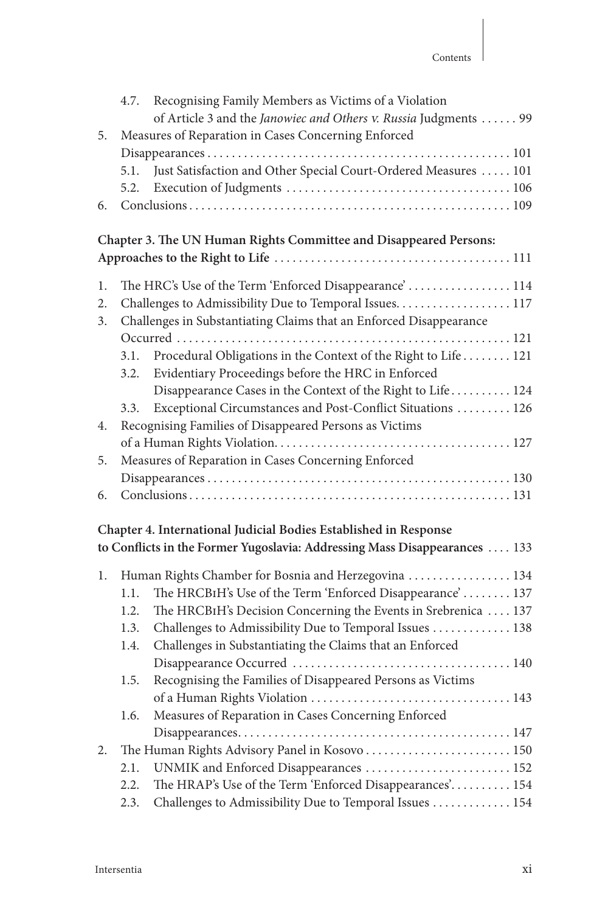4.7. Recognising Family Members as Victims of a Violation of Article 3 and the *Janowiec and Others v. Russia* Judgments . . . . . . 99

5. Measures of Reparation in Cases Concerning Enforced Disappearances . . . . . . . . . . . . . . . . . . . . . . . . . . . . . . . . . . . . . . . . . . . . . . . . . . 101
   - 5.1. Just Satisfaction and Other Special Court-Ordered Measures . . . . . 101
   - 5.2. Execution of Judgments . . . . . . . . . . . . . . . . . . . . . . . . . . . . . . . . . . . . 106
6. Conclusions . . . . . . . . . . . . . . . . . . . . . . . . . . . . . . . . . . . . . . . . . . . . . . . . . . . . 109

**Chapter 3. The UN Human Rights Committee and Disappeared Persons: Approaches to the Right to Life . . . . . . . . . . . . . . . . . . . . . . . . . . . . . . . . . . . . . . . 111**

1. The HRC's Use of the Term 'Enforced Disappearance' . . . . . . . . . . . . . . . . . 114
2. Challenges to Admissibility Due to Temporal Issues. . . . . . . . . . . . . . . . . . . 117
3. Challenges in Substantiating Claims that an Enforced Disappearance Occurred . . . . . . . . . . . . . . . . . . . . . . . . . . . . . . . . . . . . . . . . . . . . . . . . . . . . . . 121
   - 3.1. Procedural Obligations in the Context of the Right to Life . . . . . . . . 121
   - 3.2. Evidentiary Proceedings before the HRC in Enforced Disappearance Cases in the Context of the Right to Life . . . . . . . . . . 124
   - 3.3. Exceptional Circumstances and Post-Conflict Situations . . . . . . . . . 126
4. Recognising Families of Disappeared Persons as Victims of a Human Rights Violation. . . . . . . . . . . . . . . . . . . . . . . . . . . . . . . . . . . . . . . 127
5. Measures of Reparation in Cases Concerning Enforced Disappearances . . . . . . . . . . . . . . . . . . . . . . . . . . . . . . . . . . . . . . . . . . . . . . . . . . 130
6. Conclusions . . . . . . . . . . . . . . . . . . . . . . . . . . . . . . . . . . . . . . . . . . . . . . . . . . . . 131

**Chapter 4. International Judicial Bodies Established in Response to Conflicts in the Former Yugoslavia: Addressing Mass Disappearances . . . . 133**

1. Human Rights Chamber for Bosnia and Herzegovina . . . . . . . . . . . . . . . . . 134
   - 1.1. The HRCBiH's Use of the Term 'Enforced Disappearance' . . . . . . . . 137
   - 1.2. The HRCBiH's Decision Concerning the Events in Srebrenica . . . . 137
   - 1.3. Challenges to Admissibility Due to Temporal Issues . . . . . . . . . . . . . 138
   - 1.4. Challenges in Substantiating the Claims that an Enforced Disappearance Occurred . . . . . . . . . . . . . . . . . . . . . . . . . . . . . . . . . . . . 140
   - 1.5. Recognising the Families of Disappeared Persons as Victims of a Human Rights Violation . . . . . . . . . . . . . . . . . . . . . . . . . . . . . . . . . 143
   - 1.6. Measures of Reparation in Cases Concerning Enforced Disappearances. . . . . . . . . . . . . . . . . . . . . . . . . . . . . . . . . . . . . . . . . . . . . 147
2. The Human Rights Advisory Panel in Kosovo . . . . . . . . . . . . . . . . . . . . . . . . 150
   - 2.1. UNMIK and Enforced Disappearances . . . . . . . . . . . . . . . . . . . . . . . . 152
   - 2.2. The HRAP's Use of the Term 'Enforced Disappearances'. . . . . . . . . . 154
   - 2.3. Challenges to Admissibility Due to Temporal Issues . . . . . . . . . . . . . 154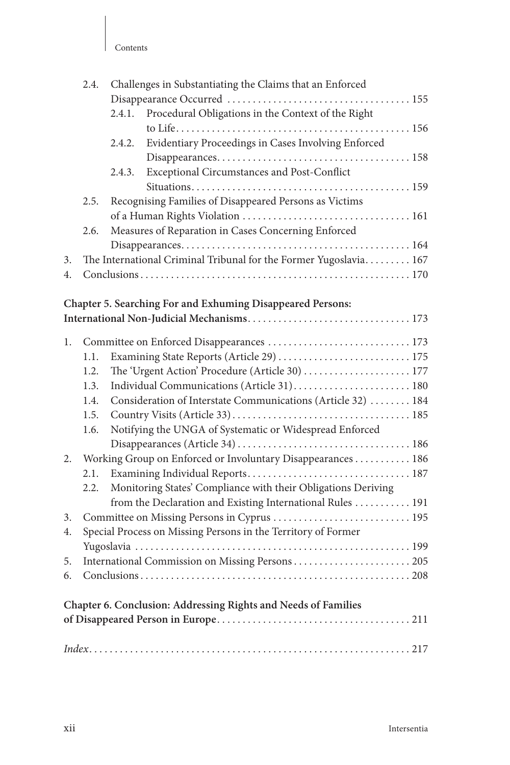2.4. Challenges in Substantiating the Claims that an Enforced Disappearance Occurred . . . . . 155
  2.4.1. Procedural Obligations in the Context of the Right to Life . . . . . 156
  2.4.2. Evidentiary Proceedings in Cases Involving Enforced Disappearances . . . . . 158
  2.4.3. Exceptional Circumstances and Post-Conflict Situations . . . . . 159
2.5. Recognising Families of Disappeared Persons as Victims of a Human Rights Violation . . . . . 161
2.6. Measures of Reparation in Cases Concerning Enforced Disappearances . . . . . 164

3. The International Criminal Tribunal for the Former Yugoslavia . . . . . 167
4. Conclusions . . . . . 170

**Chapter 5. Searching For and Exhuming Disappeared Persons: International Non-Judicial Mechanisms . . . . . 173**

1. Committee on Enforced Disappearances . . . . . 173
  1.1. Examining State Reports (Article 29) . . . . . 175
  1.2. The 'Urgent Action' Procedure (Article 30) . . . . . 177
  1.3. Individual Communications (Article 31) . . . . . 180
  1.4. Consideration of Interstate Communications (Article 32) . . . . . 184
  1.5. Country Visits (Article 33) . . . . . 185
  1.6. Notifying the UNGA of Systematic or Widespread Enforced Disappearances (Article 34) . . . . . 186
2. Working Group on Enforced or Involuntary Disappearances . . . . . 186
  2.1. Examining Individual Reports . . . . . 187
  2.2. Monitoring States' Compliance with their Obligations Deriving from the Declaration and Existing International Rules . . . . . 191
3. Committee on Missing Persons in Cyprus . . . . . 195
4. Special Process on Missing Persons in the Territory of Former Yugoslavia . . . . . 199
5. International Commission on Missing Persons . . . . . 205
6. Conclusions . . . . . 208

**Chapter 6. Conclusion: Addressing Rights and Needs of Families of Disappeared Person in Europe . . . . . 211**

*Index* . . . . . 217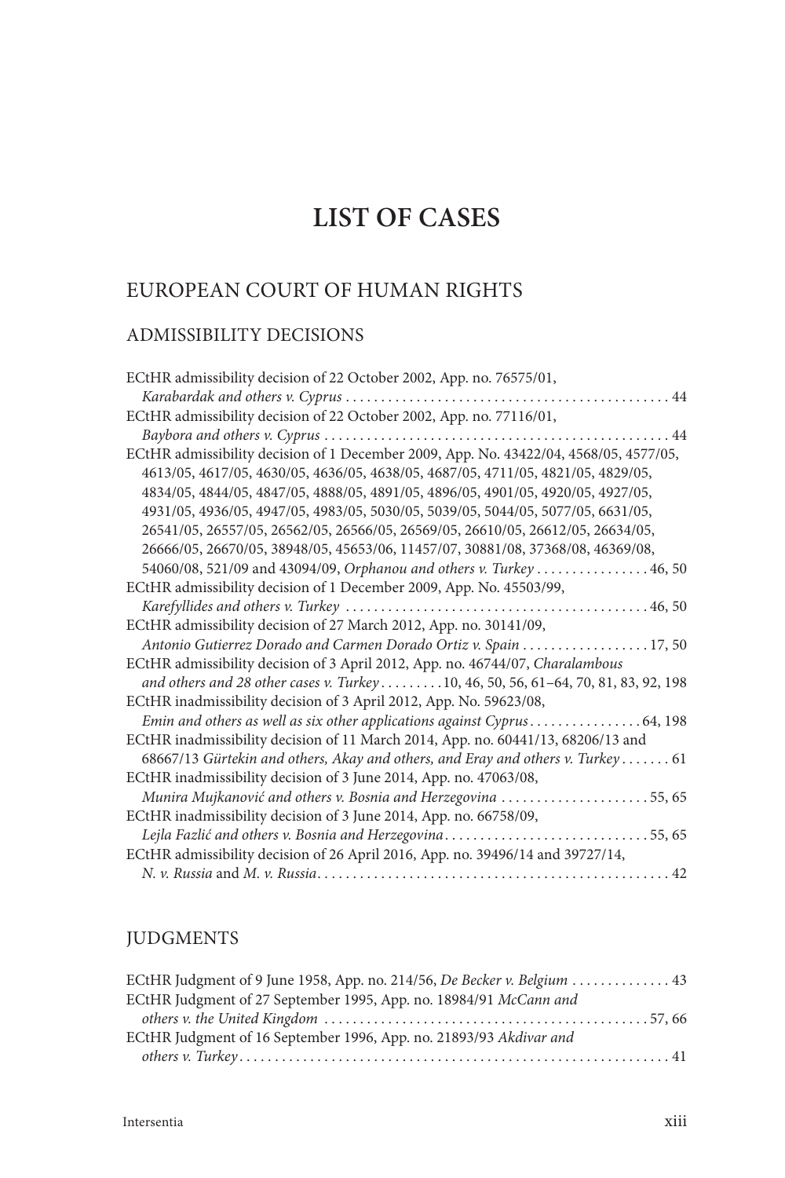# LIST OF CASES

## EUROPEAN COURT OF HUMAN RIGHTS

### ADMISSIBILITY DECISIONS

ECtHR admissibility decision of 22 October 2002, App. no. 76575/01, *Karabardak and others v. Cyprus* . . . . . . . . . . . . . . . . . . . . . . . . . . . . . . . . . . . . . . . . . . . . . . 44

ECtHR admissibility decision of 22 October 2002, App. no. 77116/01, *Baybora and others v. Cyprus* . . . . . . . . . . . . . . . . . . . . . . . . . . . . . . . . . . . . . . . . . . . . . . . . 44

ECtHR admissibility decision of 1 December 2009, App. No. 43422/04, 4568/05, 4577/05, 4613/05, 4617/05, 4630/05, 4636/05, 4638/05, 4687/05, 4711/05, 4821/05, 4829/05, 4834/05, 4844/05, 4847/05, 4888/05, 4891/05, 4896/05, 4901/05, 4920/05, 4927/05, 4931/05, 4936/05, 4947/05, 4983/05, 5030/05, 5039/05, 5044/05, 5077/05, 6631/05, 26541/05, 26557/05, 26562/05, 26566/05, 26569/05, 26610/05, 26612/05, 26634/05, 26666/05, 26670/05, 38948/05, 45653/06, 11457/07, 30881/08, 37368/08, 46369/08, 54060/08, 521/09 and 43094/09, *Orphanou and others v. Turkey* . . . . . . . . . . . . . . . . 46, 50

ECtHR admissibility decision of 1 December 2009, App. No. 45503/99, *Karefyllides and others v. Turkey* . . . . . . . . . . . . . . . . . . . . . . . . . . . . . . . . . . . . . . . . . . 46, 50

ECtHR admissibility decision of 27 March 2012, App. no. 30141/09, *Antonio Gutierrez Dorado and Carmen Dorado Ortiz v. Spain* . . . . . . . . . . . . . . . . . . 17, 50

ECtHR admissibility decision of 3 April 2012, App. no. 46744/07, *Charalambous and others and 28 other cases v. Turkey* . . . . . . . . . 10, 46, 50, 56, 61–64, 70, 81, 83, 92, 198

ECtHR inadmissibility decision of 3 April 2012, App. No. 59623/08, *Emin and others as well as six other applications against Cyprus* . . . . . . . . . . . . . . . . 64, 198

ECtHR inadmissibility decision of 11 March 2014, App. no. 60441/13, 68206/13 and 68667/13 *Gürtekin and others, Akay and others, and Eray and others v. Turkey* . . . . . . . 61

ECtHR inadmissibility decision of 3 June 2014, App. no. 47063/08, *Munira Mujkanović and others v. Bosnia and Herzegovina* . . . . . . . . . . . . . . . . . . . . . 55, 65

ECtHR inadmissibility decision of 3 June 2014, App. no. 66758/09, *Lejla Fazlić and others v. Bosnia and Herzegovina* . . . . . . . . . . . . . . . . . . . . . . . . . . . . . 55, 65

ECtHR admissibility decision of 26 April 2016, App. no. 39496/14 and 39727/14, *N. v. Russia* and *M. v. Russia* . . . . . . . . . . . . . . . . . . . . . . . . . . . . . . . . . . . . . . . . . . . . . . . . . 42

### JUDGMENTS

ECtHR Judgment of 9 June 1958, App. no. 214/56, *De Becker v. Belgium* . . . . . . . . . . . . . . 43

ECtHR Judgment of 27 September 1995, App. no. 18984/91 *McCann and others v. the United Kingdom* . . . . . . . . . . . . . . . . . . . . . . . . . . . . . . . . . . . . . . . . . . . . . . 57, 66

ECtHR Judgment of 16 September 1996, App. no. 21893/93 *Akdivar and others v. Turkey* . . . . . . . . . . . . . . . . . . . . . . . . . . . . . . . . . . . . . . . . . . . . . . . . . . . . . . . . . . . . . 41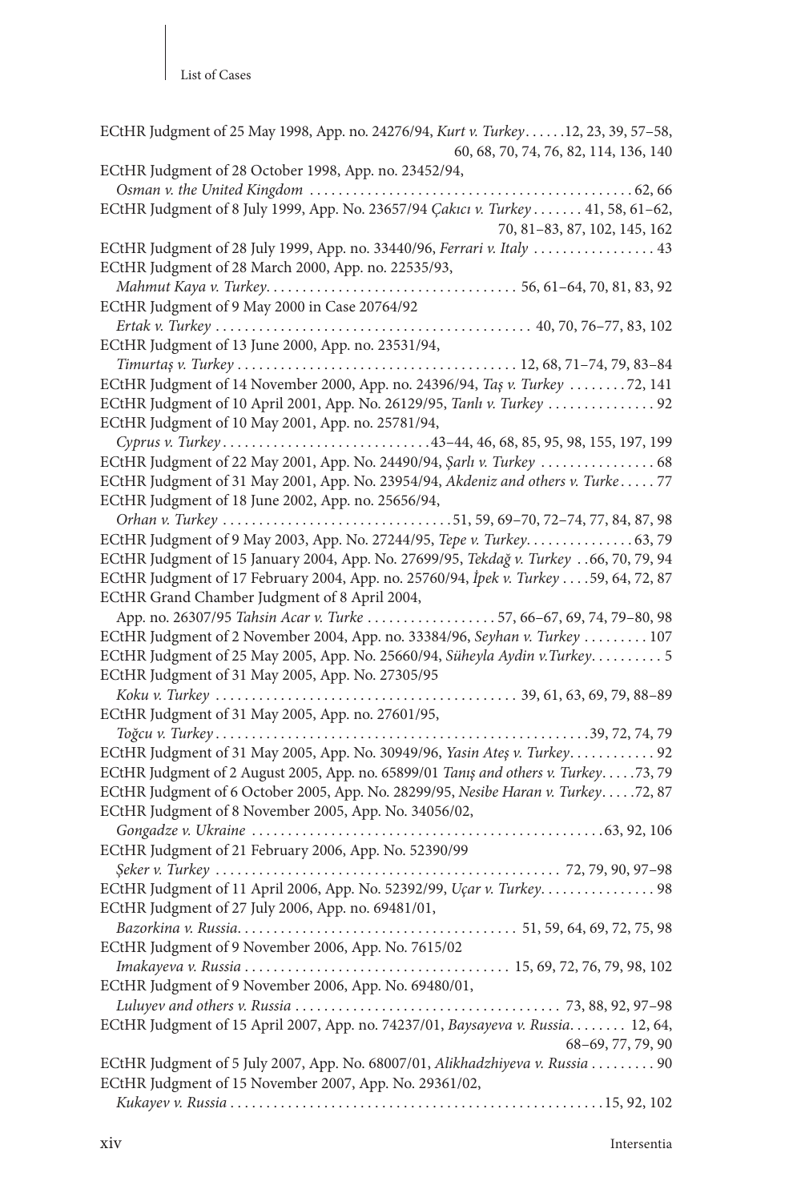ECtHR Judgment of 25 May 1998, App. no. 24276/94, *Kurt v. Turkey* . . . . . .12, 23, 39, 57–58, 60, 68, 70, 74, 76, 82, 114, 136, 140

ECtHR Judgment of 28 October 1998, App. no. 23452/94, *Osman v. the United Kingdom* . . . . . . . . . . . . . . . . . . . . . . . . . . . . . . . . . . . . . . . . . . . . 62, 66

ECtHR Judgment of 8 July 1999, App. No. 23657/94 *Çakıcı v. Turkey* . . . . . . . 41, 58, 61–62, 70, 81–83, 87, 102, 145, 162

ECtHR Judgment of 28 July 1999, App. no. 33440/96, *Ferrari v. Italy* . . . . . . . . . . . . . . . . 43

ECtHR Judgment of 28 March 2000, App. no. 22535/93, *Mahmut Kaya v. Turkey*. . . . . . . . . . . . . . . . . . . . . . . . . . . . . . . . . . . 56, 61–64, 70, 81, 83, 92

ECtHR Judgment of 9 May 2000 in Case 20764/92 *Ertak v. Turkey* . . . . . . . . . . . . . . . . . . . . . . . . . . . . . . . . . . . . . . . . . . . 40, 70, 76–77, 83, 102

ECtHR Judgment of 13 June 2000, App. no. 23531/94, *Timurtaş v. Turkey* . . . . . . . . . . . . . . . . . . . . . . . . . . . . . . . . . . . . . . 12, 68, 71–74, 79, 83–84

ECtHR Judgment of 14 November 2000, App. no. 24396/94, *Taş v. Turkey* . . . . . . . .72, 141

ECtHR Judgment of 10 April 2001, App. No. 26129/95, *Tanlı v. Turkey* . . . . . . . . . . . . . . . 92

ECtHR Judgment of 10 May 2001, App. no. 25781/94, *Cyprus v. Turkey* . . . . . . . . . . . . . . . . . . . . . . . . . . . .43–44, 46, 68, 85, 95, 98, 155, 197, 199

ECtHR Judgment of 22 May 2001, App. No. 24490/94, *Şarlı v. Turkey* . . . . . . . . . . . . . . . . 68

ECtHR Judgment of 31 May 2001, App. No. 23954/94, *Akdeniz and others v. Turke* . . . . . 77

ECtHR Judgment of 18 June 2002, App. no. 25656/94, *Orhan v. Turkey* . . . . . . . . . . . . . . . . . . . . . . . . . . . . . . . .51, 59, 69–70, 72–74, 77, 84, 87, 98

ECtHR Judgment of 9 May 2003, App. No. 27244/95, *Tepe v. Turkey*. . . . . . . . . . . . . . . 63, 79

ECtHR Judgment of 15 January 2004, App. No. 27699/95, *Tekdağ v. Turkey* . .66, 70, 79, 94

ECtHR Judgment of 17 February 2004, App. no. 25760/94, *İpek v. Turkey* . . . .59, 64, 72, 87

ECtHR Grand Chamber Judgment of 8 April 2004, App. no. 26307/95 *Tahsin Acar v. Turke* . . . . . . . . . . . . . . . . . .57, 66–67, 69, 74, 79–80, 98

ECtHR Judgment of 2 November 2004, App. no. 33384/96, *Seyhan v. Turkey* . . . . . . . . . 107

ECtHR Judgment of 25 May 2005, App. No. 25660/94, *Süheyla Aydin v.Turkey*. . . . . . . . . . 5

ECtHR Judgment of 31 May 2005, App. No. 27305/95 *Koku v. Turkey* . . . . . . . . . . . . . . . . . . . . . . . . . . . . . . . . . . . . . . . . . 39, 61, 63, 69, 79, 88–89

ECtHR Judgment of 31 May 2005, App. no. 27601/95, *Toğcu v. Turkey* . . . . . . . . . . . . . . . . . . . . . . . . . . . . . . . . . . . . . . . . . . . . . . . . . . .39, 72, 74, 79

ECtHR Judgment of 31 May 2005, App. No. 30949/96, *Yasin Ateş v. Turkey*. . . . . . . . . . . . 92

ECtHR Judgment of 2 August 2005, App. no. 65899/01 *Tanış and others v. Turkey*. . . . .73, 79

ECtHR Judgment of 6 October 2005, App. No. 28299/95, *Nesibe Haran v. Turkey*. . . . .72, 87

ECtHR Judgment of 8 November 2005, App. No. 34056/02, *Gongadze v. Ukraine* . . . . . . . . . . . . . . . . . . . . . . . . . . . . . . . . . . . . . . . . . . . . . . . .63, 92, 106

ECtHR Judgment of 21 February 2006, App. No. 52390/99 *Şeker v. Turkey* . . . . . . . . . . . . . . . . . . . . . . . . . . . . . . . . . . . . . . . . . . . . . . . 72, 79, 90, 97–98

ECtHR Judgment of 11 April 2006, App. No. 52392/99, *Uçar v. Turkey*. . . . . . . . . . . . . . . . 98

ECtHR Judgment of 27 July 2006, App. no. 69481/01, *Bazorkina v. Russia*. . . . . . . . . . . . . . . . . . . . . . . . . . . . . . . . . . . . . . 51, 59, 64, 69, 72, 75, 98

ECtHR Judgment of 9 November 2006, App. No. 7615/02 *Imakayeva v. Russia* . . . . . . . . . . . . . . . . . . . . . . . . . . . . . . . . . . . . 15, 69, 72, 76, 79, 98, 102

ECtHR Judgment of 9 November 2006, App. No. 69480/01, *Luluyev and others v. Russia* . . . . . . . . . . . . . . . . . . . . . . . . . . . . . . . . . . . . 73, 88, 92, 97–98

ECtHR Judgment of 15 April 2007, App. no. 74237/01, *Baysayeva v. Russia*. . . . . . . . 12, 64, 68–69, 77, 79, 90

ECtHR Judgment of 5 July 2007, App. No. 68007/01, *Alikhadzhiyeva v. Russia* . . . . . . . . . 90

ECtHR Judgment of 15 November 2007, App. No. 29361/02, *Kukayev v. Russia* . . . . . . . . . . . . . . . . . . . . . . . . . . . . . . . . . . . . . . . . . . . . . . . . . . .15, 92, 102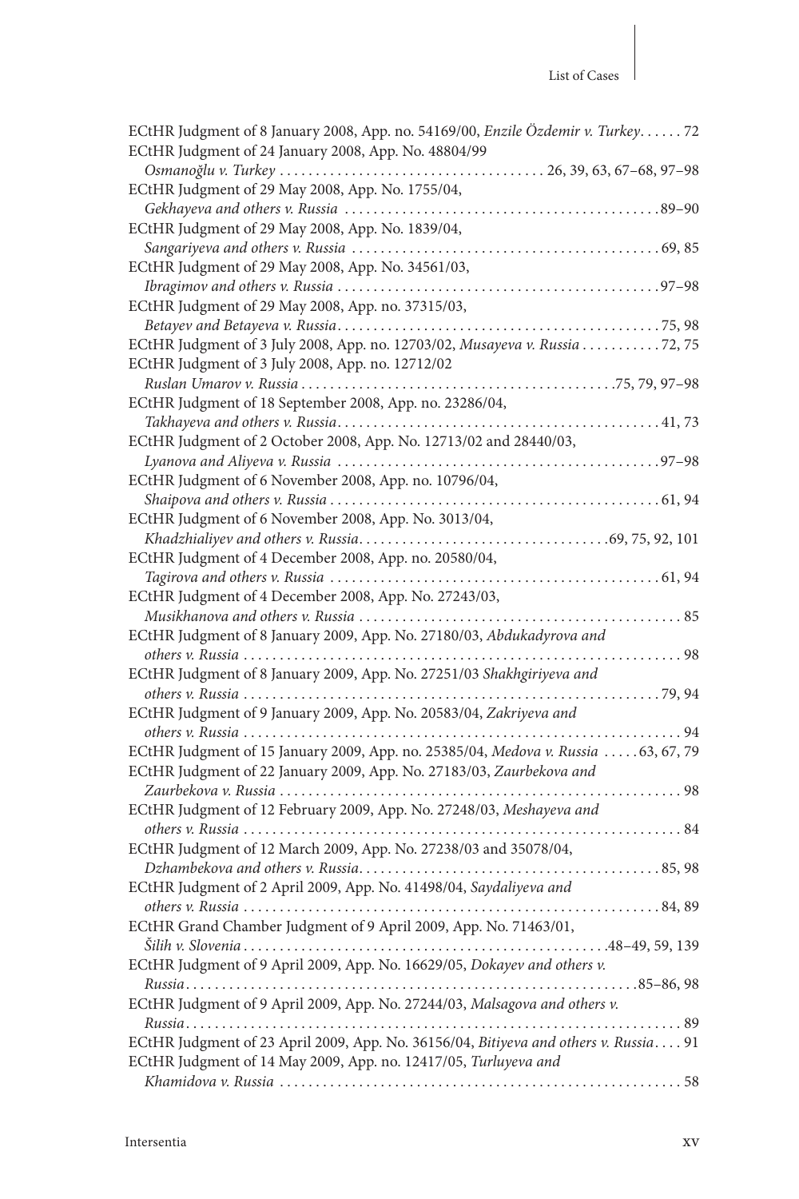ECtHR Judgment of 8 January 2008, App. no. 54169/00, *Enzile Özdemir v. Turkey*. . . . . . 72

ECtHR Judgment of 24 January 2008, App. No. 48804/99 *Osmanoğlu v. Turkey* . . . . . . . . . . . . . . . . . . . . . . . . . . . . . . . . . . . . . 26, 39, 63, 67–68, 97–98

ECtHR Judgment of 29 May 2008, App. No. 1755/04, *Gekhayeva and others v. Russia* . . . . . . . . . . . . . . . . . . . . . . . . . . . . . . . . . . . . . . . . . . .89–90

ECtHR Judgment of 29 May 2008, App. No. 1839/04, *Sangariyeva and others v. Russia* . . . . . . . . . . . . . . . . . . . . . . . . . . . . . . . . . . . . . . . . . . 69, 85

ECtHR Judgment of 29 May 2008, App. No. 34561/03, *Ibragimov and others v. Russia* . . . . . . . . . . . . . . . . . . . . . . . . . . . . . . . . . . . . . . . . . . . .97–98

ECtHR Judgment of 29 May 2008, App. no. 37315/03, *Betayev and Betayeva v. Russia*. . . . . . . . . . . . . . . . . . . . . . . . . . . . . . . . . . . . . . . . . . . . 75, 98

ECtHR Judgment of 3 July 2008, App. no. 12703/02, *Musayeva v. Russia* . . . . . . . . . . . 72, 75

ECtHR Judgment of 3 July 2008, App. no. 12712/02 *Ruslan Umarov v. Russia* . . . . . . . . . . . . . . . . . . . . . . . . . . . . . . . . . . . . . . . . . . .75, 79, 97–98

ECtHR Judgment of 18 September 2008, App. no. 23286/04, *Takhayeva and others v. Russia*. . . . . . . . . . . . . . . . . . . . . . . . . . . . . . . . . . . . . . . . . . . . 41, 73

ECtHR Judgment of 2 October 2008, App. No. 12713/02 and 28440/03, *Lyanova and Aliyeva v. Russia* . . . . . . . . . . . . . . . . . . . . . . . . . . . . . . . . . . . . . . . . . . . .97–98

ECtHR Judgment of 6 November 2008, App. no. 10796/04, *Shaipova and others v. Russia* . . . . . . . . . . . . . . . . . . . . . . . . . . . . . . . . . . . . . . . . . . . . . 61, 94

ECtHR Judgment of 6 November 2008, App. No. 3013/04, *Khadzhialiyev and others v. Russia*. . . . . . . . . . . . . . . . . . . . . . . . . . . . . . . . . .69, 75, 92, 101

ECtHR Judgment of 4 December 2008, App. no. 20580/04, *Tagirova and others v. Russia* . . . . . . . . . . . . . . . . . . . . . . . . . . . . . . . . . . . . . . . . . . . . 61, 94

ECtHR Judgment of 4 December 2008, App. No. 27243/03, *Musikhanova and others v. Russia* . . . . . . . . . . . . . . . . . . . . . . . . . . . . . . . . . . . . . . . . . . . . 85

ECtHR Judgment of 8 January 2009, App. No. 27180/03, *Abdukadyrova and others v. Russia* . . . . . . . . . . . . . . . . . . . . . . . . . . . . . . . . . . . . . . . . . . . . . . . . . . . . . . . . . . . 98

ECtHR Judgment of 8 January 2009, App. No. 27251/03 *Shakhgiriyeva and others v. Russia* . . . . . . . . . . . . . . . . . . . . . . . . . . . . . . . . . . . . . . . . . . . . . . . . . . . . . . . . . 79, 94

ECtHR Judgment of 9 January 2009, App. No. 20583/04, *Zakriyeva and others v. Russia* . . . . . . . . . . . . . . . . . . . . . . . . . . . . . . . . . . . . . . . . . . . . . . . . . . . . . . . . . . . 94

ECtHR Judgment of 15 January 2009, App. no. 25385/04, *Medova v. Russia* . . . . . 63, 67, 79

ECtHR Judgment of 22 January 2009, App. No. 27183/03, *Zaurbekova and Zaurbekova v. Russia* . . . . . . . . . . . . . . . . . . . . . . . . . . . . . . . . . . . . . . . . . . . . . . . . . . . . . . 98

ECtHR Judgment of 12 February 2009, App. No. 27248/03, *Meshayeva and others v. Russia* . . . . . . . . . . . . . . . . . . . . . . . . . . . . . . . . . . . . . . . . . . . . . . . . . . . . . . . . . . . 84

ECtHR Judgment of 12 March 2009, App. No. 27238/03 and 35078/04, *Dzhambekova and others v. Russia*. . . . . . . . . . . . . . . . . . . . . . . . . . . . . . . . . . . . . . . . . 85, 98

ECtHR Judgment of 2 April 2009, App. No. 41498/04, *Saydaliyeva and others v. Russia* . . . . . . . . . . . . . . . . . . . . . . . . . . . . . . . . . . . . . . . . . . . . . . . . . . . . . . . . . 84, 89

ECtHR Grand Chamber Judgment of 9 April 2009, App. No. 71463/01, *Šilih v. Slovenia* . . . . . . . . . . . . . . . . . . . . . . . . . . . . . . . . . . . . . . . . . . . . . . . . . .48–49, 59, 139

ECtHR Judgment of 9 April 2009, App. No. 16629/05, *Dokayev and others v. Russia*. . . . . . . . . . . . . . . . . . . . . . . . . . . . . . . . . . . . . . . . . . . . . . . . . . . . . . . . . . . . . .85–86, 98

ECtHR Judgment of 9 April 2009, App. No. 27244/03, *Malsagova and others v. Russia*. . . . . . . . . . . . . . . . . . . . . . . . . . . . . . . . . . . . . . . . . . . . . . . . . . . . . . . . . . . . . . . . . . . 89

ECtHR Judgment of 23 April 2009, App. No. 36156/04, *Bitiyeva and others v. Russia*. . . . 91

ECtHR Judgment of 14 May 2009, App. no. 12417/05, *Turluyeva and Khamidova v. Russia* . . . . . . . . . . . . . . . . . . . . . . . . . . . . . . . . . . . . . . . . . . . . . . . . . . . . . . 58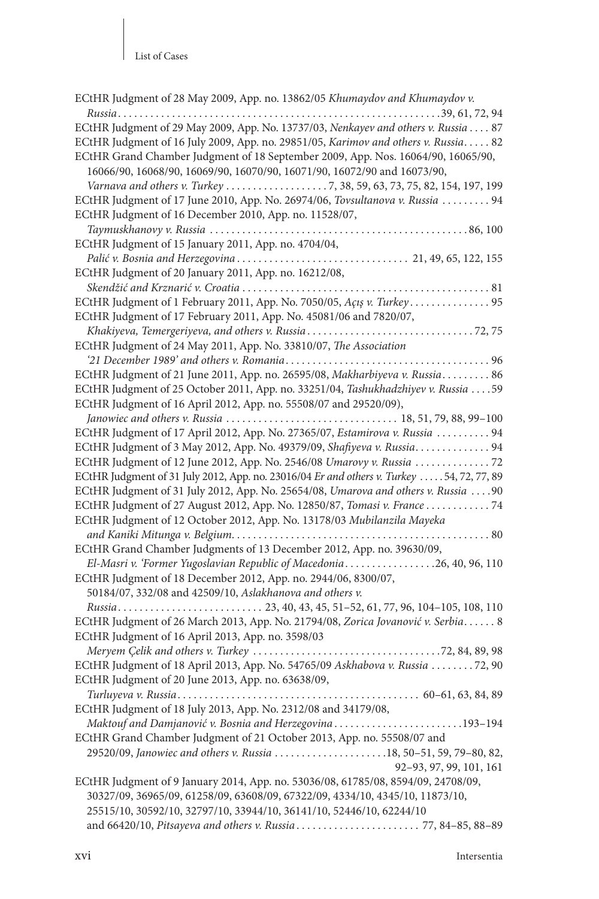ECtHR Judgment of 28 May 2009, App. no. 13862/05 *Khumaydov and Khumaydov v. Russia* . . . 39, 61, 72, 94

ECtHR Judgment of 29 May 2009, App. No. 13737/03, *Nenkayev and others v. Russia* . . . 87

ECtHR Judgment of 16 July 2009, App. no. 29851/05, *Karimov and others v. Russia* . . . 82

ECtHR Grand Chamber Judgment of 18 September 2009, App. Nos. 16064/90, 16065/90, 16066/90, 16068/90, 16069/90, 16070/90, 16071/90, 16072/90 and 16073/90, *Varnava and others v. Turkey* . . . 7, 38, 59, 63, 73, 75, 82, 154, 197, 199

ECtHR Judgment of 17 June 2010, App. No. 26974/06, *Tovsultanova v. Russia* . . . 94

ECtHR Judgment of 16 December 2010, App. no. 11528/07, *Taymuskhanovy v. Russia* . . . 86, 100

ECtHR Judgment of 15 January 2011, App. no. 4704/04, *Palić v. Bosnia and Herzegovina* . . . 21, 49, 65, 122, 155

ECtHR Judgment of 20 January 2011, App. no. 16212/08, *Skendžić and Krznarić v. Croatia* . . . 81

ECtHR Judgment of 1 February 2011, App. No. 7050/05, *Açış v. Turkey* . . . 95

ECtHR Judgment of 17 February 2011, App. No. 45081/06 and 7820/07, *Khakiyeva, Temergeriyeva, and others v. Russia* . . . 72, 75

ECtHR Judgment of 24 May 2011, App. No. 33810/07, *The Association '21 December 1989' and others v. Romania* . . . 96

ECtHR Judgment of 21 June 2011, App. no. 26595/08, *Makharbiyeva v. Russia* . . . 86

ECtHR Judgment of 25 October 2011, App. no. 33251/04, *Tashukhadzhiyev v. Russia* . . . 59

ECtHR Judgment of 16 April 2012, App. no. 55508/07 and 29520/09), *Janowiec and others v. Russia* . . . 18, 51, 79, 88, 99–100

ECtHR Judgment of 17 April 2012, App. No. 27365/07, *Estamirova v. Russia* . . . 94

ECtHR Judgment of 3 May 2012, App. No. 49379/09, *Shafiyeva v. Russia* . . . 94

ECtHR Judgment of 12 June 2012, App. No. 2546/08 *Umarovy v. Russia* . . . 72

ECtHR Judgment of 31 July 2012, App. no. 23016/04 *Er and others v. Turkey* . . . 54, 72, 77, 89

ECtHR Judgment of 31 July 2012, App. No. 25654/08, *Umarova and others v. Russia* . . . 90

ECtHR Judgment of 27 August 2012, App. No. 12850/87, *Tomasi v. France* . . . 74

ECtHR Judgment of 12 October 2012, App. No. 13178/03 *Mubilanzila Mayeka and Kaniki Mitunga v. Belgium* . . . 80

ECtHR Grand Chamber Judgments of 13 December 2012, App. no. 39630/09, *El-Masri v. 'Former Yugoslavian Republic of Macedonia* . . . 26, 40, 96, 110

ECtHR Judgment of 18 December 2012, App. no. 2944/06, 8300/07, 50184/07, 332/08 and 42509/10, *Aslakhanova and others v. Russia* . . . 23, 40, 43, 45, 51–52, 61, 77, 96, 104–105, 108, 110

ECtHR Judgment of 26 March 2013, App. No. 21794/08, *Zorica Jovanović v. Serbia* . . . 8

ECtHR Judgment of 16 April 2013, App. no. 3598/03 *Meryem Çelik and others v. Turkey* . . . 72, 84, 89, 98

ECtHR Judgment of 18 April 2013, App. No. 54765/09 *Askhabova v. Russia* . . . 72, 90

ECtHR Judgment of 20 June 2013, App. no. 63638/09, *Turluyeva v. Russia* . . . 60–61, 63, 84, 89

ECtHR Judgment of 18 July 2013, App. No. 2312/08 and 34179/08, *Maktouf and Damjanović v. Bosnia and Herzegovina* . . . 193–194

ECtHR Grand Chamber Judgment of 21 October 2013, App. no. 55508/07 and 29520/09, *Janowiec and others v. Russia* . . . 18, 50–51, 59, 79–80, 82, 92–93, 97, 99, 101, 161

ECtHR Judgment of 9 January 2014, App. no. 53036/08, 61785/08, 8594/09, 24708/09, 30327/09, 36965/09, 61258/09, 63608/09, 67322/09, 4334/10, 4345/10, 11873/10, 25515/10, 30592/10, 32797/10, 33944/10, 36141/10, 52446/10, 62244/10 and 66420/10, *Pitsayeva and others v. Russia* . . . 77, 84–85, 88–89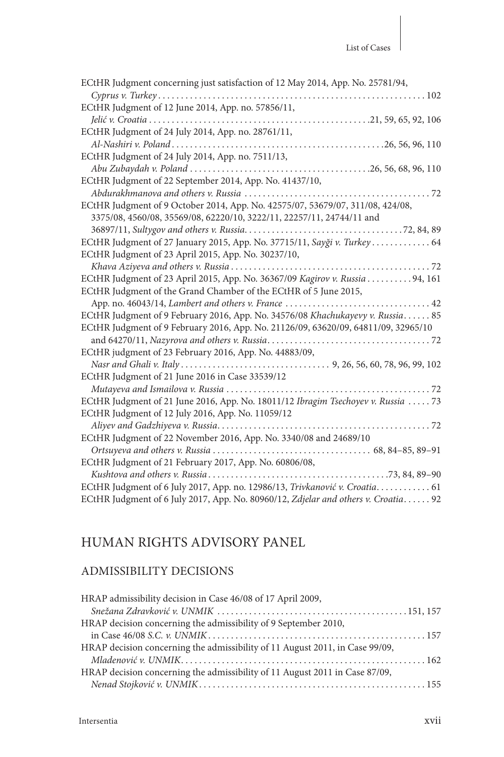ECtHR Judgment concerning just satisfaction of 12 May 2014, App. No. 25781/94, *Cyprus v. Turkey* . . . . . . . . . . 102

ECtHR Judgment of 12 June 2014, App. no. 57856/11, *Jelić v. Croatia* . . . . . . . . . . 21, 59, 65, 92, 106

ECtHR Judgment of 24 July 2014, App. no. 28761/11, *Al-Nashiri v. Poland* . . . . . . . . . . 26, 56, 96, 110

ECtHR Judgment of 24 July 2014, App. no. 7511/13, *Abu Zubaydah v. Poland* . . . . . . . . . . 26, 56, 68, 96, 110

ECtHR Judgment of 22 September 2014, App. No. 41437/10, *Abdurakhmanova and others v. Russia* . . . . . . . . . . 72

ECtHR Judgment of 9 October 2014, App. No. 42575/07, 53679/07, 311/08, 424/08, 3375/08, 4560/08, 35569/08, 62220/10, 3222/11, 22257/11, 24744/11 and 36897/11, *Sultygov and others v. Russia*. . . . . . . . . . 72, 84, 89

ECtHR Judgment of 27 January 2015, App. No. 37715/11, *Sayği v. Turkey* . . . . . . . . . . 64

ECtHR Judgment of 23 April 2015, App. No. 30237/10, *Khava Aziyeva and others v. Russia* . . . . . . . . . . 72

ECtHR Judgment of 23 April 2015, App. No. 36367/09 *Kagirov v. Russia* . . . . . . . . . . 94, 161

ECtHR Judgment of the Grand Chamber of the ECtHR of 5 June 2015, App. no. 46043/14, *Lambert and others v. France* . . . . . . . . . . 42

ECtHR Judgment of 9 February 2016, App. No. 34576/08 *Khachukayevy v. Russia*. . . . . . 85

ECtHR Judgment of 9 February 2016, App. No. 21126/09, 63620/09, 64811/09, 32965/10 and 64270/11, *Nazyrova and others v. Russia*. . . . . . . . . . 72

ECtHR judgment of 23 February 2016, App. No. 44883/09, *Nasr and Ghali v. Italy* . . . . . . . . . . 9, 26, 56, 60, 78, 96, 99, 102

ECtHR Judgment of 21 June 2016 in Case 33539/12 *Mutayeva and Ismailova v. Russia* . . . . . . . . . . 72

ECtHR Judgment of 21 June 2016, App. No. 18011/12 *Ibragim Tsechoyev v. Russia* . . . . . 73

ECtHR Judgment of 12 July 2016, App. No. 11059/12 *Aliyev and Gadzhiyeva v. Russia*. . . . . . . . . . 72

ECtHR Judgment of 22 November 2016, App. No. 3340/08 and 24689/10 *Ortsuyeva and others v. Russia* . . . . . . . . . . 68, 84–85, 89–91

ECtHR Judgment of 21 February 2017, App. No. 60806/08, *Kushtova and others v. Russia* . . . . . . . . . . 73, 84, 89–90

ECtHR Judgment of 6 July 2017, App. no. 12986/13, *Trivkanović v. Croatia*. . . . . . . . . . . 61

ECtHR Judgment of 6 July 2017, App. No. 80960/12, *Zdjelar and others v. Croatia*. . . . . . 92

## HUMAN RIGHTS ADVISORY PANEL

### ADMISSIBILITY DECISIONS

HRAP admissibility decision in Case 46/08 of 17 April 2009, *Snežana Zdravković v. UNMIK* . . . . . . . . . . 151, 157

HRAP decision concerning the admissibility of 9 September 2010, in Case 46/08 *S.C. v. UNMIK* . . . . . . . . . . 157

HRAP decision concerning the admissibility of 11 August 2011, in Case 99/09, *Mladenović v. UNMIK*. . . . . . . . . . 162

HRAP decision concerning the admissibility of 11 August 2011 in Case 87/09, *Nenad Stojković v. UNMIK*. . . . . . . . . . 155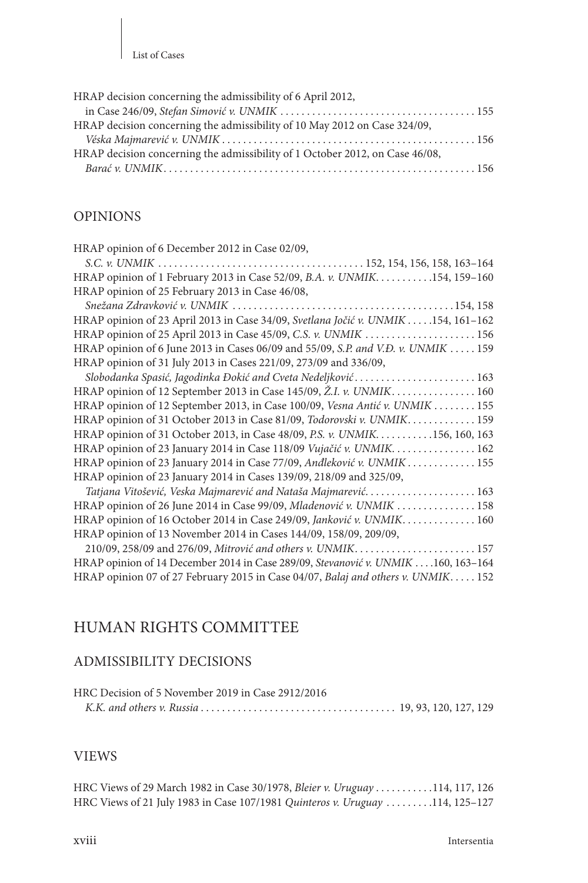HRAP decision concerning the admissibility of 6 April 2012, in Case 246/09, *Stefan Simović v. UNMIK* . . . . . . . . . . . . . . . . . . . . . . . . . . . . . . . . . . . . 155

HRAP decision concerning the admissibility of 10 May 2012 on Case 324/09, *Véska Majmarević v. UNMIK* . . . . . . . . . . . . . . . . . . . . . . . . . . . . . . . . . . . . . . . . . . . . . . . 156

HRAP decision concerning the admissibility of 1 October 2012, on Case 46/08, *Barać v. UNMIK* . . . . . . . . . . . . . . . . . . . . . . . . . . . . . . . . . . . . . . . . . . . . . . . . . . . . . . . . . 156

## OPINIONS

HRAP opinion of 6 December 2012 in Case 02/09, *S.C. v. UNMIK* . . . . . . . . . . . . . . . . . . . . . . . . . . . . . . . . . . . . . . 152, 154, 156, 158, 163–164

HRAP opinion of 1 February 2013 in Case 52/09, *B.A. v. UNMIK*. . . . . . . . . . .154, 159–160

HRAP opinion of 25 February 2013 in Case 46/08, *Snežana Zdravković v. UNMIK* . . . . . . . . . . . . . . . . . . . . . . . . . . . . . . . . . . . . . . . . .154, 158

HRAP opinion of 23 April 2013 in Case 34/09, *Svetlana Jočić v. UNMIK* . . . . .154, 161–162

HRAP opinion of 25 April 2013 in Case 45/09, *C.S. v. UNMIK* . . . . . . . . . . . . . . . . . . . . . 156

HRAP opinion of 6 June 2013 in Cases 06/09 and 55/09, *S.P. and V.Đ. v. UNMIK* . . . . . 159

HRAP opinion of 31 July 2013 in Cases 221/09, 273/09 and 336/09, *Slobodanka Spasić, Jagodinka Đokić and Cveta Nedeljković*. . . . . . . . . . . . . . . . . . . . . . . 163

HRAP opinion of 12 September 2013 in Case 145/09, *Ž.I. v. UNMIK*. . . . . . . . . . . . . . . . 160

HRAP opinion of 12 September 2013, in Case 100/09, *Vesna Antić v. UNMIK* . . . . . . . . 155

HRAP opinion of 31 October 2013 in Case 81/09, *Todorovski v. UNMIK*. . . . . . . . . . . . . 159

HRAP opinion of 31 October 2013, in Case 48/09, *P.S. v. UNMIK*. . . . . . . . . . .156, 160, 163

HRAP opinion of 23 January 2014 in Case 118/09 *Vujačić v. UNMIK*. . . . . . . . . . . . . . . . 162

HRAP opinion of 23 January 2014 in Case 77/09, *Anđleković v. UNMIK* . . . . . . . . . . . . . 155

HRAP opinion of 23 January 2014 in Cases 139/09, 218/09 and 325/09, *Tatjana Vitošević, Veska Majmarević and Nataša Majmarević*. . . . . . . . . . . . . . . . . . . . . 163

HRAP opinion of 26 June 2014 in Case 99/09, *Mladenović v. UNMIK* . . . . . . . . . . . . . . . 158

HRAP opinion of 16 October 2014 in Case 249/09, *Janković v. UNMIK*. . . . . . . . . . . . . . 160

HRAP opinion of 13 November 2014 in Cases 144/09, 158/09, 209/09, 210/09, 258/09 and 276/09, *Mitrović and others v. UNMIK*. . . . . . . . . . . . . . . . . . . . . . . 157

HRAP opinion of 14 December 2014 in Case 289/09, *Stevanović v. UNMIK* . . . .160, 163–164

HRAP opinion 07 of 27 February 2015 in Case 04/07, *Balaj and others v. UNMIK*. . . . . 152

# HUMAN RIGHTS COMMITTEE

## ADMISSIBILITY DECISIONS

HRC Decision of 5 November 2019 in Case 2912/2016 *K.K. and others v. Russia* . . . . . . . . . . . . . . . . . . . . . . . . . . . . . . . . . . . . 19, 93, 120, 127, 129

## VIEWS

HRC Views of 29 March 1982 in Case 30/1978, *Bleier v. Uruguay* . . . . . . . . . . .114, 117, 126

HRC Views of 21 July 1983 in Case 107/1981 *Quinteros v. Uruguay* . . . . . . . . .114, 125–127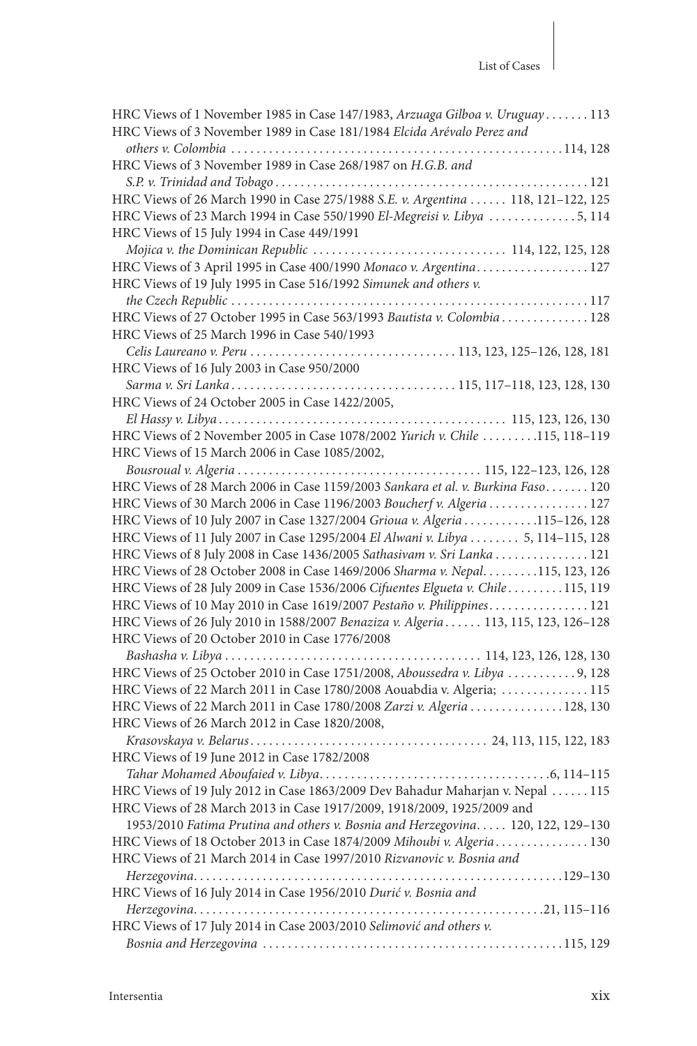HRC Views of 1 November 1985 in Case 147/1983, *Arzuaga Gilboa v. Uruguay* . . . . . . . 113
HRC Views of 3 November 1989 in Case 181/1984 *Elcida Arévalo Perez and others v. Colombia* . . . . . . . . . . . . . . . . . . . . . . . . . . . . . . . . . . . . . . . . . . . . . . . . . . . . 114, 128
HRC Views of 3 November 1989 in Case 268/1987 on *H.G.B. and S.P. v. Trinidad and Tobago* . . . . . . . . . . . . . . . . . . . . . . . . . . . . . . . . . . . . . . . . . . . . . . . . . 121
HRC Views of 26 March 1990 in Case 275/1988 *S.E. v. Argentina* . . . . . . 118, 121–122, 125
HRC Views of 23 March 1994 in Case 550/1990 *El-Megreisi v. Libya* . . . . . . . . . . . . . . 5, 114
HRC Views of 15 July 1994 in Case 449/1991 *Mojica v. the Dominican Republic* . . . . . . . . . . . . . . . . . . . . . . . . . . . . . . . 114, 122, 125, 128
HRC Views of 3 April 1995 in Case 400/1990 *Monaco v. Argentina* . . . . . . . . . . . . . . . . . . 127
HRC Views of 19 July 1995 in Case 516/1992 *Simunek and others v. the Czech Republic* . . . . . . . . . . . . . . . . . . . . . . . . . . . . . . . . . . . . . . . . . . . . . . . . . . . . . . . . 117
HRC Views of 27 October 1995 in Case 563/1993 *Bautista v. Colombia* . . . . . . . . . . . . . . 128
HRC Views of 25 March 1996 in Case 540/1993 *Celis Laureano v. Peru* . . . . . . . . . . . . . . . . . . . . . . . . . . . . . . . . . 113, 123, 125–126, 128, 181
HRC Views of 16 July 2003 in Case 950/2000 *Sarma v. Sri Lanka* . . . . . . . . . . . . . . . . . . . . . . . . . . . . . . . . . . . 115, 117–118, 123, 128, 130
HRC Views of 24 October 2005 in Case 1422/2005, *El Hassy v. Libya* . . . . . . . . . . . . . . . . . . . . . . . . . . . . . . . . . . . . . . . . . . . . . 115, 123, 126, 130
HRC Views of 2 November 2005 in Case 1078/2002 *Yurich v. Chile* . . . . . . . . .115, 118–119
HRC Views of 15 March 2006 in Case 1085/2002, *Bousroual v. Algeria* . . . . . . . . . . . . . . . . . . . . . . . . . . . . . . . . . . . . . . 115, 122–123, 126, 128
HRC Views of 28 March 2006 in Case 1159/2003 *Sankara et al. v. Burkina Faso* . . . . . . . 120
HRC Views of 30 March 2006 in Case 1196/2003 *Boucherf v. Algeria* . . . . . . . . . . . . . . . . 127
HRC Views of 10 July 2007 in Case 1327/2004 *Grioua v. Algeria* . . . . . . . . . . . .115–126, 128
HRC Views of 11 July 2007 in Case 1295/2004 *El Alwani v. Libya* . . . . . . . . 5, 114–115, 128
HRC Views of 8 July 2008 in Case 1436/2005 *Sathasivam v. Sri Lanka* . . . . . . . . . . . . . . . 121
HRC Views of 28 October 2008 in Case 1469/2006 *Sharma v. Nepal* . . . . . . . . .115, 123, 126
HRC Views of 28 July 2009 in Case 1536/2006 *Cifuentes Elgueta v. Chile* . . . . . . . . . 115, 119
HRC Views of 10 May 2010 in Case 1619/2007 *Pestaño v. Philippines* . . . . . . . . . . . . . . . . 121
HRC Views of 26 July 2010 in 1588/2007 *Benaziza v. Algeria* . . . . . . 113, 115, 123, 126–128
HRC Views of 20 October 2010 in Case 1776/2008 *Bashasha v. Libya* . . . . . . . . . . . . . . . . . . . . . . . . . . . . . . . . . . . . . . . . 114, 123, 126, 128, 130
HRC Views of 25 October 2010 in Case 1751/2008, *Aboussedra v. Libya* . . . . . . . . . . . 9, 128
HRC Views of 22 March 2011 in Case 1780/2008 Aouabdia v. Algeria; . . . . . . . . . . . . . . 115
HRC Views of 22 March 2011 in Case 1780/2008 *Zarzi v. Algeria* . . . . . . . . . . . . . . . 128, 130
HRC Views of 26 March 2012 in Case 1820/2008, *Krasovskaya v. Belarus* . . . . . . . . . . . . . . . . . . . . . . . . . . . . . . . . . . . . . . 24, 113, 115, 122, 183
HRC Views of 19 June 2012 in Case 1782/2008 *Tahar Mohamed Aboufaied v. Libya* . . . . . . . . . . . . . . . . . . . . . . . . . . . . . . . . . . . . .6, 114–115
HRC Views of 19 July 2012 in Case 1863/2009 Dev Bahadur Maharjan v. Nepal . . . . . . 115
HRC Views of 28 March 2013 in Case 1917/2009, 1918/2009, 1925/2009 and 1953/2010 *Fatima Prutina and others v. Bosnia and Herzegovina* . . . . . 120, 122, 129–130
HRC Views of 18 October 2013 in Case 1874/2009 *Mihoubi v. Algeria* . . . . . . . . . . . . . . 130
HRC Views of 21 March 2014 in Case 1997/2010 *Rizvanovic v. Bosnia and Herzegovina* . . . . . . . . . . . . . . . . . . . . . . . . . . . . . . . . . . . . . . . . . . . . . . . . . . . . . . . . . .129–130
HRC Views of 16 July 2014 in Case 1956/2010 *Durić v. Bosnia and Herzegovina* . . . . . . . . . . . . . . . . . . . . . . . . . . . . . . . . . . . . . . . . . . . . . . . . . . . . . . .21, 115–116
HRC Views of 17 July 2014 in Case 2003/2010 *Selimović and others v. Bosnia and Herzegovina* . . . . . . . . . . . . . . . . . . . . . . . . . . . . . . . . . . . . . . . . . . . . . . . 115, 129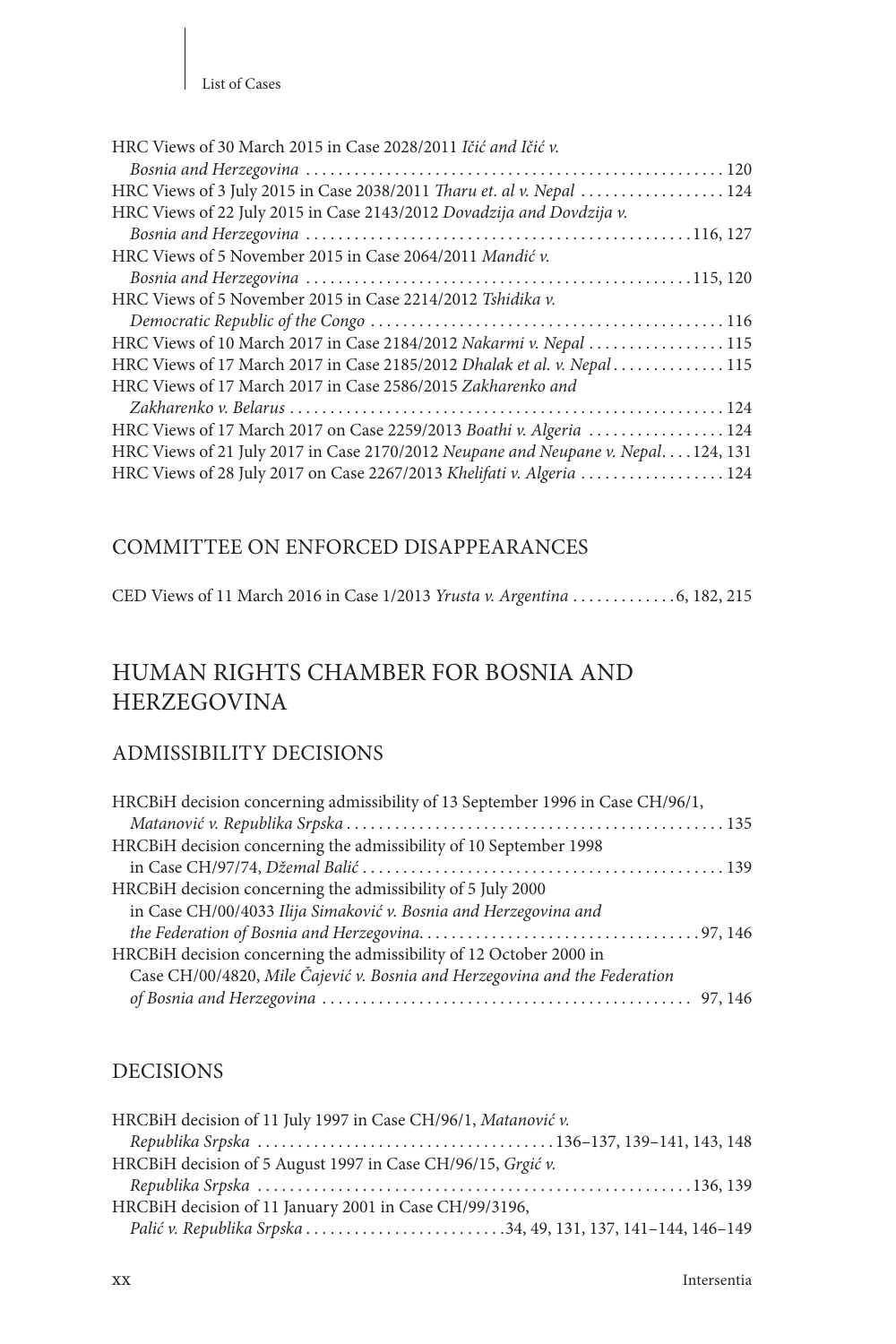HRC Views of 30 March 2015 in Case 2028/2011 *Ičić and Ičić v. Bosnia and Herzegovina* . . . . . . . . . . . . . . . . . . . . . . . . . . . . . . . . . . . . . . . . . . . . . . . . . . . 120

HRC Views of 3 July 2015 in Case 2038/2011 *Tharu et. al v. Nepal* . . . . . . . . . . . . . . . . . . 124

HRC Views of 22 July 2015 in Case 2143/2012 *Dovadzija and Dovdzija v. Bosnia and Herzegovina* . . . . . . . . . . . . . . . . . . . . . . . . . . . . . . . . . . . . . . . . . . . . . . . .116, 127

HRC Views of 5 November 2015 in Case 2064/2011 *Mandić v. Bosnia and Herzegovina* . . . . . . . . . . . . . . . . . . . . . . . . . . . . . . . . . . . . . . . . . . . . . . . .115, 120

HRC Views of 5 November 2015 in Case 2214/2012 *Tshidika v. Democratic Republic of the Congo* . . . . . . . . . . . . . . . . . . . . . . . . . . . . . . . . . . . . . . . . . . . 116

HRC Views of 10 March 2017 in Case 2184/2012 *Nakarmi v. Nepal* . . . . . . . . . . . . . . . . . 115

HRC Views of 17 March 2017 in Case 2185/2012 *Dhalak et al. v. Nepal* . . . . . . . . . . . . . 115

HRC Views of 17 March 2017 in Case 2586/2015 *Zakharenko and Zakharenko v. Belarus* . . . . . . . . . . . . . . . . . . . . . . . . . . . . . . . . . . . . . . . . . . . . . . . . . . . . . 124

HRC Views of 17 March 2017 on Case 2259/2013 *Boathi v. Algeria* . . . . . . . . . . . . . . . . . 124

HRC Views of 21 July 2017 in Case 2170/2012 *Neupane and Neupane v. Nepal*. . . . 124, 131

HRC Views of 28 July 2017 on Case 2267/2013 *Khelifati v. Algeria* . . . . . . . . . . . . . . . . . . 124

## COMMITTEE ON ENFORCED DISAPPEARANCES

CED Views of 11 March 2016 in Case 1/2013 *Yrusta v. Argentina* . . . . . . . . . . . . .6, 182, 215

# HUMAN RIGHTS CHAMBER FOR BOSNIA AND HERZEGOVINA

## ADMISSIBILITY DECISIONS

HRCBiH decision concerning admissibility of 13 September 1996 in Case CH/96/1, *Matanović v. Republika Srpska* . . . . . . . . . . . . . . . . . . . . . . . . . . . . . . . . . . . . . . . . . . . . . . . 135

HRCBiH decision concerning the admissibility of 10 September 1998 in Case CH/97/74, *Džemal Balić* . . . . . . . . . . . . . . . . . . . . . . . . . . . . . . . . . . . . . . . . . . . . . 139

HRCBiH decision concerning the admissibility of 5 July 2000 in Case CH/00/4033 *Ilija Simaković v. Bosnia and Herzegovina and the Federation of Bosnia and Herzegovina*. . . . . . . . . . . . . . . . . . . . . . . . . . . . . . . . . . .97, 146

HRCBiH decision concerning the admissibility of 12 October 2000 in Case CH/00/4820, *Mile Čajević v. Bosnia and Herzegovina and the Federation of Bosnia and Herzegovina* . . . . . . . . . . . . . . . . . . . . . . . . . . . . . . . . . . . . . . . . . . . . . 97, 146

## DECISIONS

HRCBiH decision of 11 July 1997 in Case CH/96/1, *Matanović v. Republika Srpska* . . . . . . . . . . . . . . . . . . . . . . . . . . . . . . . . . . . . .136–137, 139–141, 143, 148

HRCBiH decision of 5 August 1997 in Case CH/96/15, *Grgić v. Republika Srpska* . . . . . . . . . . . . . . . . . . . . . . . . . . . . . . . . . . . . . . . . . . . . . . . . . . . . .136, 139

HRCBiH decision of 11 January 2001 in Case CH/99/3196, *Palić v. Republika Srpska* . . . . . . . . . . . . . . . . . . . . . . . . .34, 49, 131, 137, 141–144, 146–149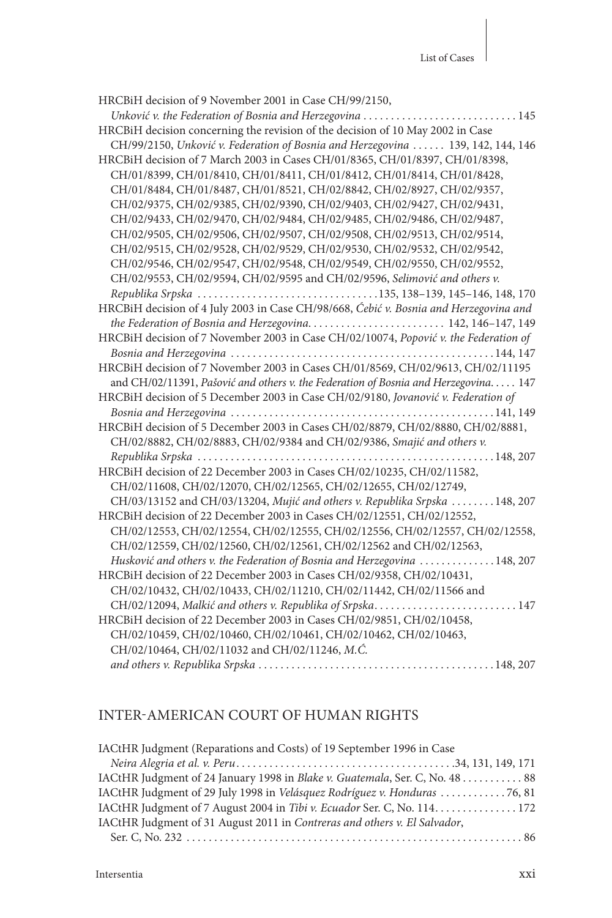HRCBiH decision of 9 November 2001 in Case CH/99/2150, *Unković v. the Federation of Bosnia and Herzegovina* . . . . . . . . . . . . . . . . . . . . . . . . . . . . 145

HRCBiH decision concerning the revision of the decision of 10 May 2002 in Case CH/99/2150, *Unković v. Federation of Bosnia and Herzegovina* . . . . . . 139, 142, 144, 146

HRCBiH decision of 7 March 2003 in Cases CH/01/8365, CH/01/8397, CH/01/8398, CH/01/8399, CH/01/8410, CH/01/8411, CH/01/8412, CH/01/8414, CH/01/8428, CH/01/8484, CH/01/8487, CH/01/8521, CH/02/8842, CH/02/8927, CH/02/9357, CH/02/9375, CH/02/9385, CH/02/9390, CH/02/9403, CH/02/9427, CH/02/9431, CH/02/9433, CH/02/9470, CH/02/9484, CH/02/9485, CH/02/9486, CH/02/9487, CH/02/9505, CH/02/9506, CH/02/9507, CH/02/9508, CH/02/9513, CH/02/9514, CH/02/9515, CH/02/9528, CH/02/9529, CH/02/9530, CH/02/9532, CH/02/9542, CH/02/9546, CH/02/9547, CH/02/9548, CH/02/9549, CH/02/9550, CH/02/9552, CH/02/9553, CH/02/9594, CH/02/9595 and CH/02/9596, *Selimović and others v. Republika Srpska* . . . . . . . . . . . . . . . . . . . . . . . . . . . . . . . .135, 138–139, 145–146, 148, 170

HRCBiH decision of 4 July 2003 in Case CH/98/668, *Ćebić v. Bosnia and Herzegovina and the Federation of Bosnia and Herzegovina*. . . . . . . . . . . . . . . . . . . . . . . . . 142, 146–147, 149

HRCBiH decision of 7 November 2003 in Case CH/02/10074, *Popović v. the Federation of Bosnia and Herzegovina* . . . . . . . . . . . . . . . . . . . . . . . . . . . . . . . . . . . . . . . . . . . . . . . .144, 147

HRCBiH decision of 7 November 2003 in Cases CH/01/8569, CH/02/9613, CH/02/11195 and CH/02/11391, *Pašović and others v. the Federation of Bosnia and Herzegovina*. . . . . 147

HRCBiH decision of 5 December 2003 in Case CH/02/9180, *Jovanović v. Federation of Bosnia and Herzegovina* . . . . . . . . . . . . . . . . . . . . . . . . . . . . . . . . . . . . . . . . . . . . . . . .141, 149

HRCBiH decision of 5 December 2003 in Cases CH/02/8879, CH/02/8880, CH/02/8881, CH/02/8882, CH/02/8883, CH/02/9384 and CH/02/9386, *Smajić and others v. Republika Srpska* . . . . . . . . . . . . . . . . . . . . . . . . . . . . . . . . . . . . . . . . . . . . . . . . . . . . .148, 207

HRCBiH decision of 22 December 2003 in Cases CH/02/10235, CH/02/11582, CH/02/11608, CH/02/12070, CH/02/12565, CH/02/12655, CH/02/12749, CH/03/13152 and CH/03/13204, *Mujić and others v. Republika Srpska* . . . . . . . .148, 207

HRCBiH decision of 22 December 2003 in Cases CH/02/12551, CH/02/12552, CH/02/12553, CH/02/12554, CH/02/12555, CH/02/12556, CH/02/12557, CH/02/12558, CH/02/12559, CH/02/12560, CH/02/12561, CH/02/12562 and CH/02/12563, *Husković and others v. the Federation of Bosnia and Herzegovina* . . . . . . . . . . . . . .148, 207

HRCBiH decision of 22 December 2003 in Cases CH/02/9358, CH/02/10431, CH/02/10432, CH/02/10433, CH/02/11210, CH/02/11442, CH/02/11566 and CH/02/12094, *Malkić and others v. Republika of Srpska*. . . . . . . . . . . . . . . . . . . . . . . . . . 147

HRCBiH decision of 22 December 2003 in Cases CH/02/9851, CH/02/10458, CH/02/10459, CH/02/10460, CH/02/10461, CH/02/10462, CH/02/10463, CH/02/10464, CH/02/11032 and CH/02/11246, *M.Ć. and others v. Republika Srpska* . . . . . . . . . . . . . . . . . . . . . . . . . . . . . . . . . . . . . . . . . .148, 207

## INTER-AMERICAN COURT OF HUMAN RIGHTS

IACtHR Judgment (Reparations and Costs) of 19 September 1996 in Case *Neira Alegria et al. v. Peru*. . . . . . . . . . . . . . . . . . . . . . . . . . . . . . . . . . . . . . . .34, 131, 149, 171

IACtHR Judgment of 24 January 1998 in *Blake v. Guatemala*, Ser. C, No. 48 . . . . . . . . . . . 88

IACtHR Judgment of 29 July 1998 in *Velásquez Rodríguez v. Honduras* . . . . . . . . . . . .76, 81

IACtHR Judgment of 7 August 2004 in *Tibi v. Ecuador* Ser. C, No. 114. . . . . . . . . . . . . . . 172

IACtHR Judgment of 31 August 2011 in *Contreras and others v. El Salvador*, Ser. C, No. 232 . . . . . . . . . . . . . . . . . . . . . . . . . . . . . . . . . . . . . . . . . . . . . . . . . . . . . . . . . . . . 86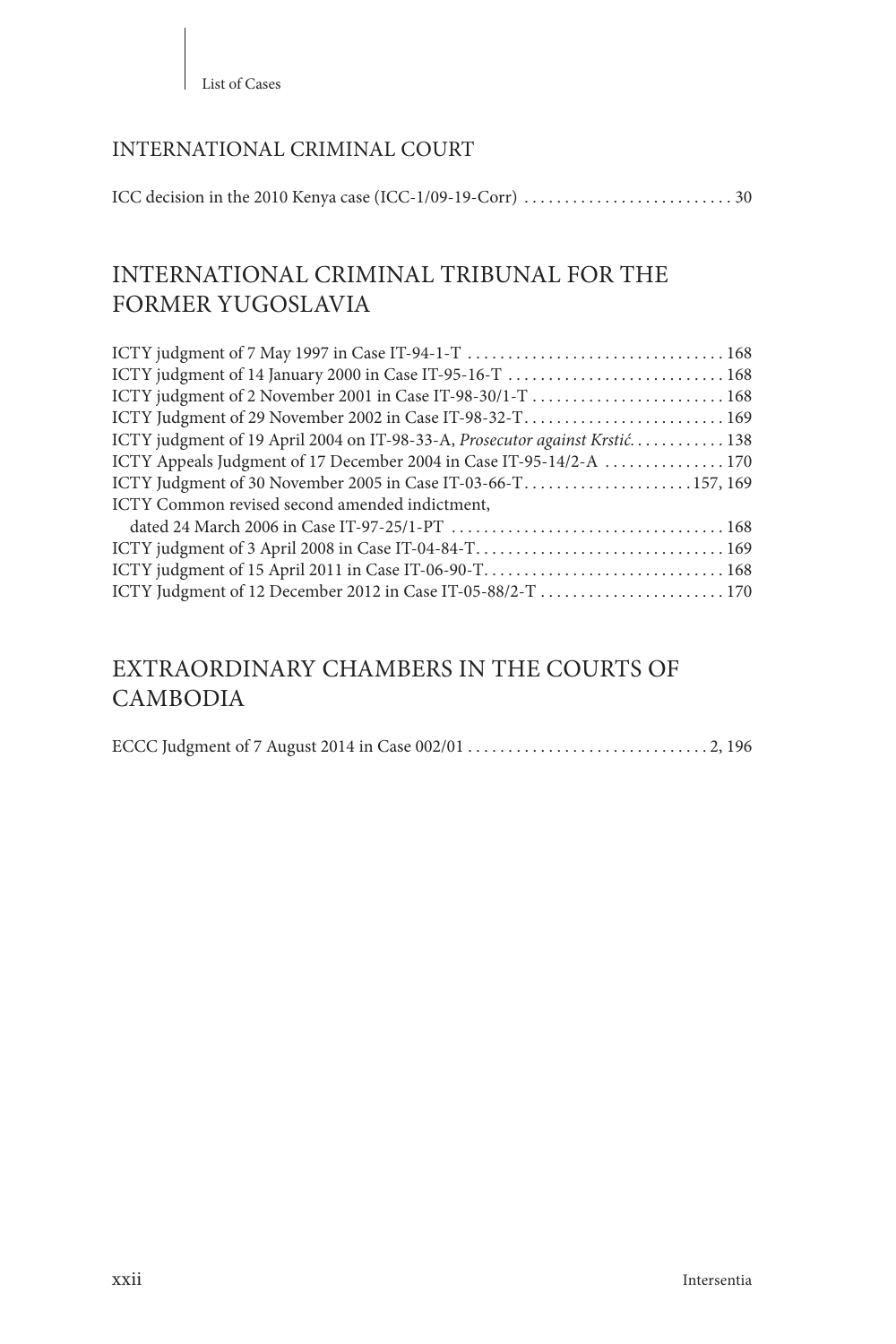## INTERNATIONAL CRIMINAL COURT

ICC decision in the 2010 Kenya case (ICC-1/09-19-Corr) . . . . . . . . . . . . . . . . . . . . . . . . . . 30

## INTERNATIONAL CRIMINAL TRIBUNAL FOR THE FORMER YUGOSLAVIA

ICTY judgment of 7 May 1997 in Case IT-94-1-T . . . . . . . . . . . . . . . . . . . . . . . . . . . . . . . . 168
ICTY judgment of 14 January 2000 in Case IT-95-16-T . . . . . . . . . . . . . . . . . . . . . . . . . . . 168
ICTY judgment of 2 November 2001 in Case IT-98-30/1-T . . . . . . . . . . . . . . . . . . . . . . . . 168
ICTY Judgment of 29 November 2002 in Case IT-98-32-T. . . . . . . . . . . . . . . . . . . . . . . . . 169
ICTY judgment of 19 April 2004 on IT-98-33-A, *Prosecutor against Krstić*. . . . . . . . . . . . 138
ICTY Appeals Judgment of 17 December 2004 in Case IT-95-14/2-A . . . . . . . . . . . . . . . 170
ICTY Judgment of 30 November 2005 in Case IT-03-66-T. . . . . . . . . . . . . . . . . . . . .157, 169
ICTY Common revised second amended indictment,
dated 24 March 2006 in Case IT-97-25/1-PT . . . . . . . . . . . . . . . . . . . . . . . . . . . . . . . . . . 168
ICTY judgment of 3 April 2008 in Case IT-04-84-T. . . . . . . . . . . . . . . . . . . . . . . . . . . . . . . 169
ICTY judgment of 15 April 2011 in Case IT-06-90-T. . . . . . . . . . . . . . . . . . . . . . . . . . . . . . 168
ICTY Judgment of 12 December 2012 in Case IT-05-88/2-T . . . . . . . . . . . . . . . . . . . . . . . 170

## EXTRAORDINARY CHAMBERS IN THE COURTS OF CAMBODIA

ECCC Judgment of 7 August 2014 in Case 002/01 . . . . . . . . . . . . . . . . . . . . . . . . . . . . . . 2, 196